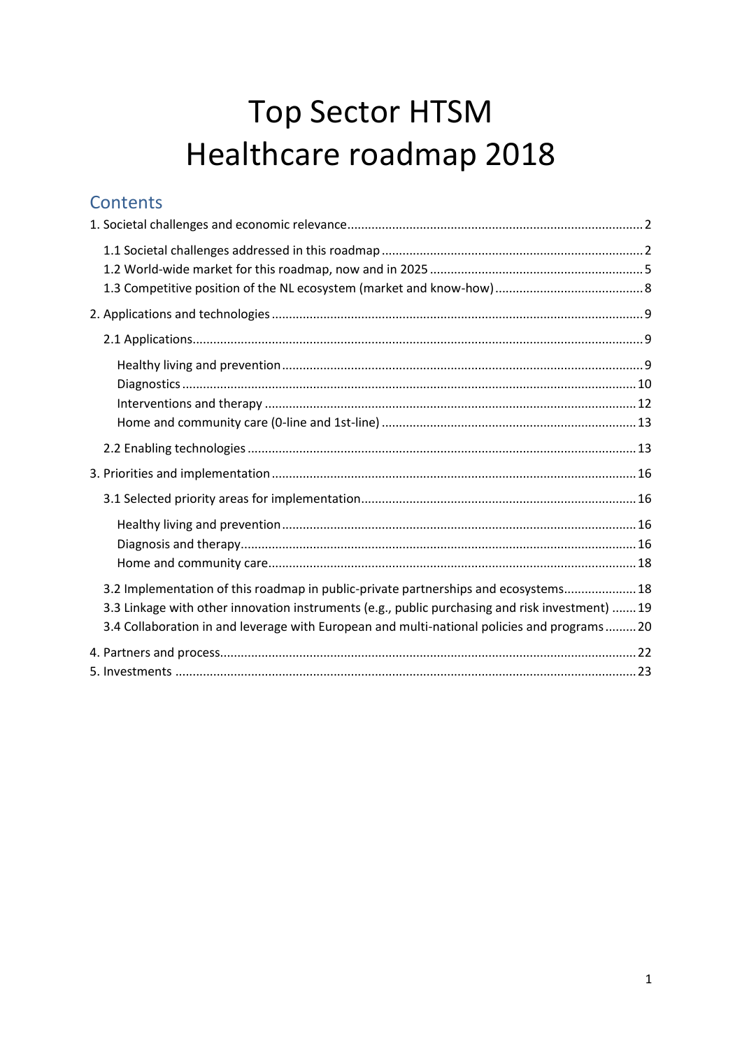# Top Sector HTSM
# Healthcare roadmap 2018

## Contents

1. Societal challenges and economic relevance ..... 2
   - 1.1 Societal challenges addressed in this roadmap ..... 2
   - 1.2 World-wide market for this roadmap, now and in 2025 ..... 5
   - 1.3 Competitive position of the NL ecosystem (market and know-how) ..... 8
2. Applications and technologies ..... 9
   - 2.1 Applications ..... 9
     - Healthy living and prevention ..... 9
     - Diagnostics ..... 10
     - Interventions and therapy ..... 12
     - Home and community care (0-line and 1st-line) ..... 13
   - 2.2 Enabling technologies ..... 13
3. Priorities and implementation ..... 16
   - 3.1 Selected priority areas for implementation ..... 16
     - Healthy living and prevention ..... 16
     - Diagnosis and therapy ..... 16
     - Home and community care ..... 18
   - 3.2 Implementation of this roadmap in public-private partnerships and ecosystems ..... 18
   - 3.3 Linkage with other innovation instruments (e.g., public purchasing and risk investment) ..... 19
   - 3.4 Collaboration in and leverage with European and multi-national policies and programs ..... 20
4. Partners and process ..... 22
5. Investments ..... 23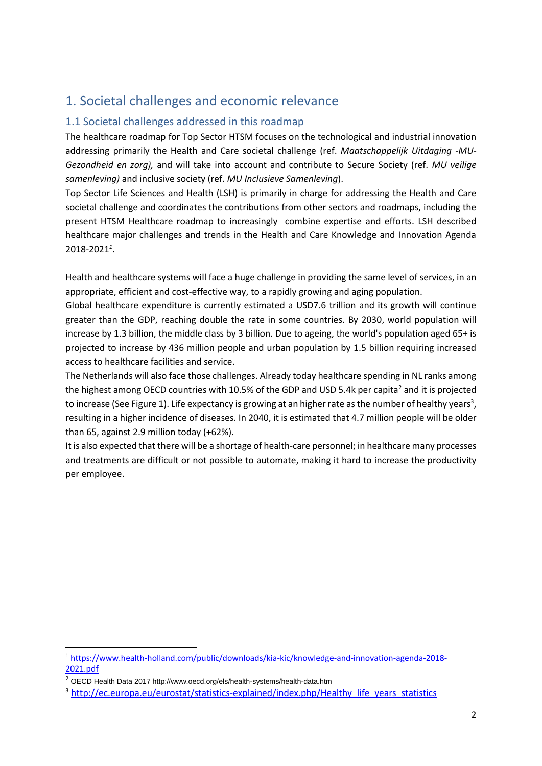# 1. Societal challenges and economic relevance

## 1.1 Societal challenges addressed in this roadmap

The healthcare roadmap for Top Sector HTSM focuses on the technological and industrial innovation addressing primarily the Health and Care societal challenge (ref. *Maatschappelijk Uitdaging -MU- Gezondheid en zorg),* and will take into account and contribute to Secure Society (ref. *MU veilige samenleving)* and inclusive society (ref. *MU Inclusieve Samenleving*).

Top Sector Life Sciences and Health (LSH) is primarily in charge for addressing the Health and Care societal challenge and coordinates the contributions from other sectors and roadmaps, including the present HTSM Healthcare roadmap to increasingly combine expertise and efforts. LSH described healthcare major challenges and trends in the Health and Care Knowledge and Innovation Agenda 2018-2021[1].

Health and healthcare systems will face a huge challenge in providing the same level of services, in an appropriate, efficient and cost-effective way, to a rapidly growing and aging population.

Global healthcare expenditure is currently estimated a USD7.6 trillion and its growth will continue greater than the GDP, reaching double the rate in some countries. By 2030, world population will increase by 1.3 billion, the middle class by 3 billion. Due to ageing, the world's population aged 65+ is projected to increase by 436 million people and urban population by 1.5 billion requiring increased access to healthcare facilities and service.

The Netherlands will also face those challenges. Already today healthcare spending in NL ranks among the highest among OECD countries with 10.5% of the GDP and USD 5.4k per capita[2] and it is projected to increase (See Figure 1). Life expectancy is growing at an higher rate as the number of healthy years[3], resulting in a higher incidence of diseases. In 2040, it is estimated that 4.7 million people will be older than 65, against 2.9 million today (+62%).

It is also expected that there will be a shortage of health-care personnel; in healthcare many processes and treatments are difficult or not possible to automate, making it hard to increase the productivity per employee.

---

[1] https://www.health-holland.com/public/downloads/kia-kic/knowledge-and-innovation-agenda-2018-2021.pdf

[2] OECD Health Data 2017 http://www.oecd.org/els/health-systems/health-data.htm

[3] http://ec.europa.eu/eurostat/statistics-explained/index.php/Healthy_life_years_statistics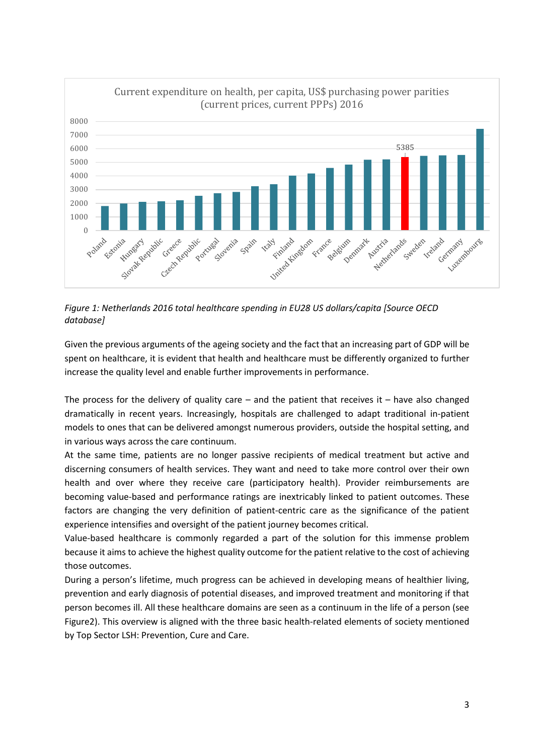*Figure 1: Netherlands 2016 total healthcare spending in EU28 US dollars/capita [Source OECD database]*

Given the previous arguments of the ageing society and the fact that an increasing part of GDP will be spent on healthcare, it is evident that health and healthcare must be differently organized to further increase the quality level and enable further improvements in performance.

The process for the delivery of quality care – and the patient that receives it – have also changed dramatically in recent years. Increasingly, hospitals are challenged to adapt traditional in-patient models to ones that can be delivered amongst numerous providers, outside the hospital setting, and in various ways across the care continuum.

At the same time, patients are no longer passive recipients of medical treatment but active and discerning consumers of health services. They want and need to take more control over their own health and over where they receive care (participatory health). Provider reimbursements are becoming value-based and performance ratings are inextricably linked to patient outcomes. These factors are changing the very definition of patient-centric care as the significance of the patient experience intensifies and oversight of the patient journey becomes critical.

Value-based healthcare is commonly regarded a part of the solution for this immense problem because it aims to achieve the highest quality outcome for the patient relative to the cost of achieving those outcomes.

During a person's lifetime, much progress can be achieved in developing means of healthier living, prevention and early diagnosis of potential diseases, and improved treatment and monitoring if that person becomes ill. All these healthcare domains are seen as a continuum in the life of a person (see Figure2). This overview is aligned with the three basic health-related elements of society mentioned by Top Sector LSH: Prevention, Cure and Care.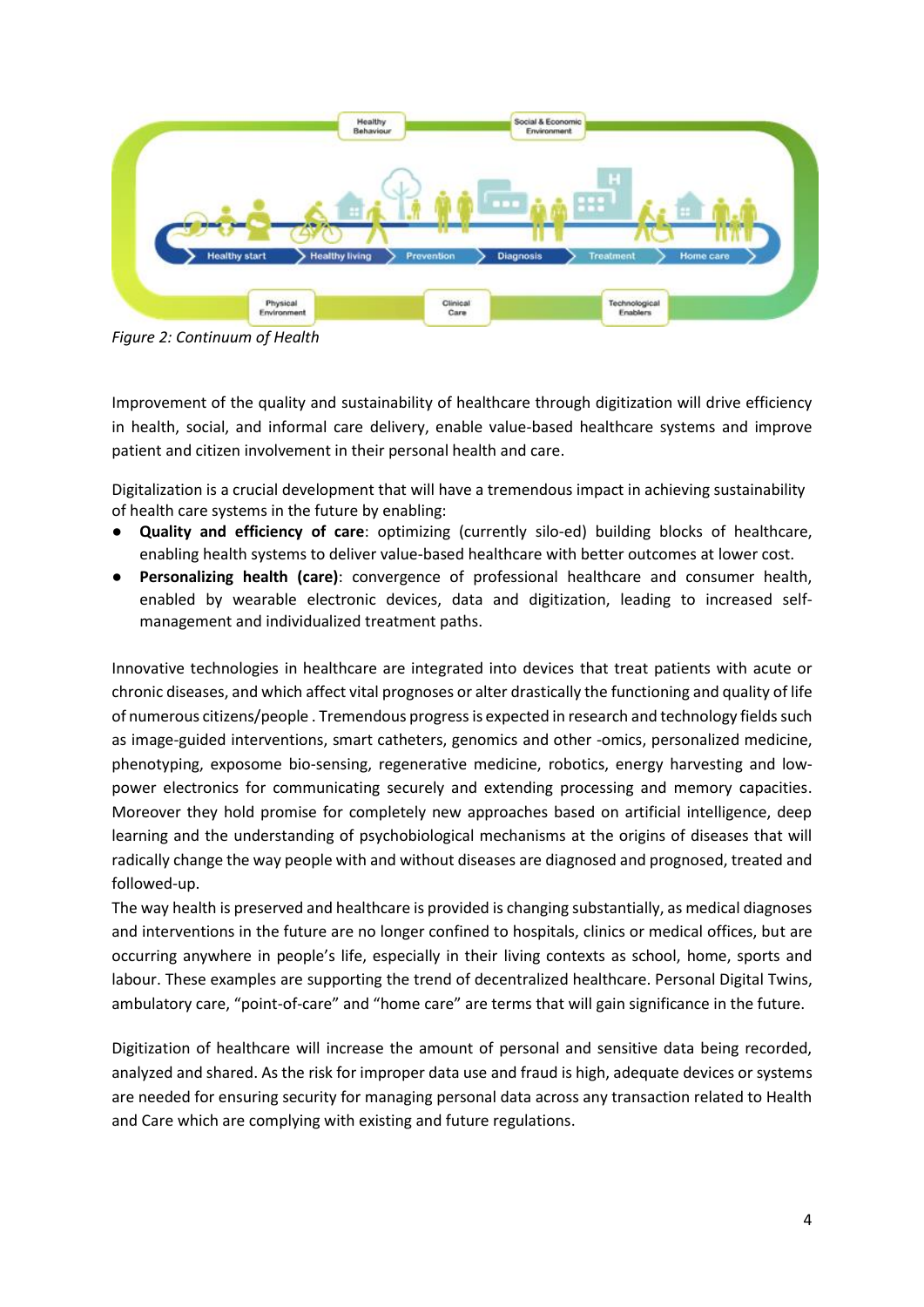*Figure 2: Continuum of Health*

Improvement of the quality and sustainability of healthcare through digitization will drive efficiency in health, social, and informal care delivery, enable value-based healthcare systems and improve patient and citizen involvement in their personal health and care.

Digitalization is a crucial development that will have a tremendous impact in achieving sustainability of health care systems in the future by enabling:

- **Quality and efficiency of care**: optimizing (currently silo-ed) building blocks of healthcare, enabling health systems to deliver value-based healthcare with better outcomes at lower cost.
- **Personalizing health (care)**: convergence of professional healthcare and consumer health, enabled by wearable electronic devices, data and digitization, leading to increased self-management and individualized treatment paths.

Innovative technologies in healthcare are integrated into devices that treat patients with acute or chronic diseases, and which affect vital prognoses or alter drastically the functioning and quality of life of numerous citizens/people . Tremendous progress is expected in research and technology fields such as image-guided interventions, smart catheters, genomics and other -omics, personalized medicine, phenotyping, exposome bio-sensing, regenerative medicine, robotics, energy harvesting and low-power electronics for communicating securely and extending processing and memory capacities. Moreover they hold promise for completely new approaches based on artificial intelligence, deep learning and the understanding of psychobiological mechanisms at the origins of diseases that will radically change the way people with and without diseases are diagnosed and prognosed, treated and followed-up.

The way health is preserved and healthcare is provided is changing substantially, as medical diagnoses and interventions in the future are no longer confined to hospitals, clinics or medical offices, but are occurring anywhere in people's life, especially in their living contexts as school, home, sports and labour. These examples are supporting the trend of decentralized healthcare. Personal Digital Twins, ambulatory care, "point-of-care" and "home care" are terms that will gain significance in the future.

Digitization of healthcare will increase the amount of personal and sensitive data being recorded, analyzed and shared. As the risk for improper data use and fraud is high, adequate devices or systems are needed for ensuring security for managing personal data across any transaction related to Health and Care which are complying with existing and future regulations.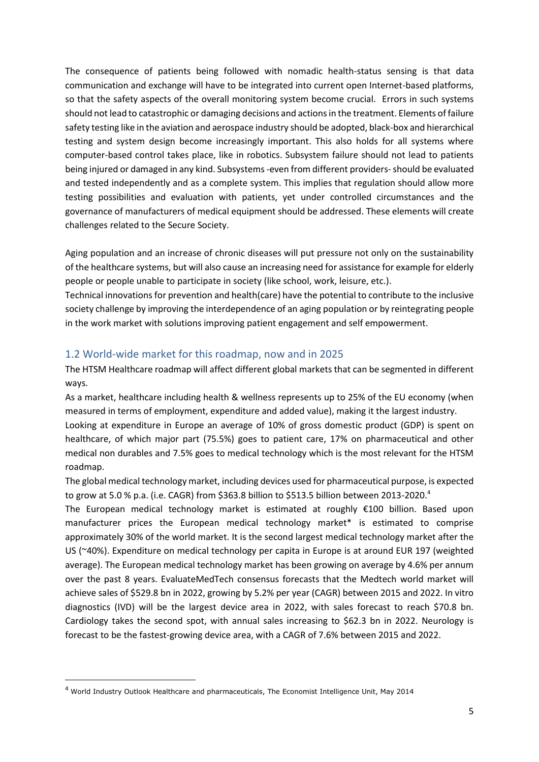The consequence of patients being followed with nomadic health-status sensing is that data communication and exchange will have to be integrated into current open Internet-based platforms, so that the safety aspects of the overall monitoring system become crucial. Errors in such systems should not lead to catastrophic or damaging decisions and actions in the treatment. Elements of failure safety testing like in the aviation and aerospace industry should be adopted, black-box and hierarchical testing and system design become increasingly important. This also holds for all systems where computer-based control takes place, like in robotics. Subsystem failure should not lead to patients being injured or damaged in any kind. Subsystems -even from different providers- should be evaluated and tested independently and as a complete system. This implies that regulation should allow more testing possibilities and evaluation with patients, yet under controlled circumstances and the governance of manufacturers of medical equipment should be addressed. These elements will create challenges related to the Secure Society.

Aging population and an increase of chronic diseases will put pressure not only on the sustainability of the healthcare systems, but will also cause an increasing need for assistance for example for elderly people or people unable to participate in society (like school, work, leisure, etc.).
Technical innovations for prevention and health(care) have the potential to contribute to the inclusive society challenge by improving the interdependence of an aging population or by reintegrating people in the work market with solutions improving patient engagement and self empowerment.

## 1.2 World-wide market for this roadmap, now and in 2025

The HTSM Healthcare roadmap will affect different global markets that can be segmented in different ways.
As a market, healthcare including health & wellness represents up to 25% of the EU economy (when measured in terms of employment, expenditure and added value), making it the largest industry.
Looking at expenditure in Europe an average of 10% of gross domestic product (GDP) is spent on healthcare, of which major part (75.5%) goes to patient care, 17% on pharmaceutical and other medical non durables and 7.5% goes to medical technology which is the most relevant for the HTSM roadmap.
The global medical technology market, including devices used for pharmaceutical purpose, is expected to grow at 5.0 % p.a. (i.e. CAGR) from $363.8 billion to $513.5 billion between 2013-2020.[4]
The European medical technology market is estimated at roughly €100 billion. Based upon manufacturer prices the European medical technology market* is estimated to comprise approximately 30% of the world market. It is the second largest medical technology market after the US (~40%). Expenditure on medical technology per capita in Europe is at around EUR 197 (weighted average). The European medical technology market has been growing on average by 4.6% per annum over the past 8 years. EvaluateMedTech consensus forecasts that the Medtech world market will achieve sales of $529.8 bn in 2022, growing by 5.2% per year (CAGR) between 2015 and 2022. In vitro diagnostics (IVD) will be the largest device area in 2022, with sales forecast to reach $70.8 bn. Cardiology takes the second spot, with annual sales increasing to $62.3 bn in 2022. Neurology is forecast to be the fastest-growing device area, with a CAGR of 7.6% between 2015 and 2022.

[4] World Industry Outlook Healthcare and pharmaceuticals, The Economist Intelligence Unit, May 2014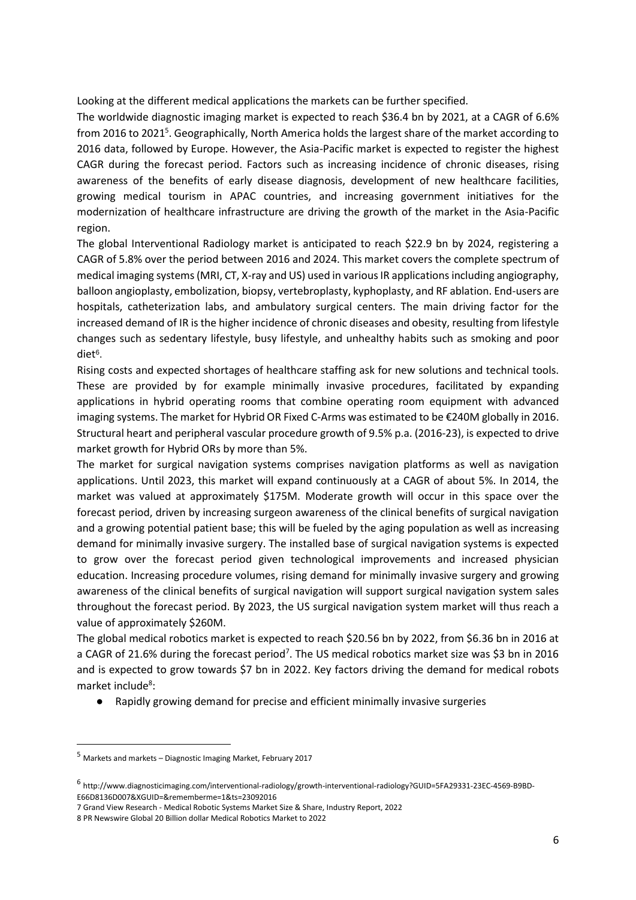Looking at the different medical applications the markets can be further specified.

The worldwide diagnostic imaging market is expected to reach \$36.4 bn by 2021, at a CAGR of 6.6% from 2016 to 2021[5]. Geographically, North America holds the largest share of the market according to 2016 data, followed by Europe. However, the Asia-Pacific market is expected to register the highest CAGR during the forecast period. Factors such as increasing incidence of chronic diseases, rising awareness of the benefits of early disease diagnosis, development of new healthcare facilities, growing medical tourism in APAC countries, and increasing government initiatives for the modernization of healthcare infrastructure are driving the growth of the market in the Asia-Pacific region.

The global Interventional Radiology market is anticipated to reach \$22.9 bn by 2024, registering a CAGR of 5.8% over the period between 2016 and 2024. This market covers the complete spectrum of medical imaging systems (MRI, CT, X-ray and US) used in various IR applications including angiography, balloon angioplasty, embolization, biopsy, vertebroplasty, kyphoplasty, and RF ablation. End-users are hospitals, catheterization labs, and ambulatory surgical centers. The main driving factor for the increased demand of IR is the higher incidence of chronic diseases and obesity, resulting from lifestyle changes such as sedentary lifestyle, busy lifestyle, and unhealthy habits such as smoking and poor diet[6].

Rising costs and expected shortages of healthcare staffing ask for new solutions and technical tools. These are provided by for example minimally invasive procedures, facilitated by expanding applications in hybrid operating rooms that combine operating room equipment with advanced imaging systems. The market for Hybrid OR Fixed C-Arms was estimated to be €240M globally in 2016. Structural heart and peripheral vascular procedure growth of 9.5% p.a. (2016-23), is expected to drive market growth for Hybrid ORs by more than 5%.

The market for surgical navigation systems comprises navigation platforms as well as navigation applications. Until 2023, this market will expand continuously at a CAGR of about 5%. In 2014, the market was valued at approximately \$175M. Moderate growth will occur in this space over the forecast period, driven by increasing surgeon awareness of the clinical benefits of surgical navigation and a growing potential patient base; this will be fueled by the aging population as well as increasing demand for minimally invasive surgery. The installed base of surgical navigation systems is expected to grow over the forecast period given technological improvements and increased physician education. Increasing procedure volumes, rising demand for minimally invasive surgery and growing awareness of the clinical benefits of surgical navigation will support surgical navigation system sales throughout the forecast period. By 2023, the US surgical navigation system market will thus reach a value of approximately \$260M.

The global medical robotics market is expected to reach \$20.56 bn by 2022, from \$6.36 bn in 2016 at a CAGR of 21.6% during the forecast period[7]. The US medical robotics market size was \$3 bn in 2016 and is expected to grow towards \$7 bn in 2022. Key factors driving the demand for medical robots market include[8]:

- Rapidly growing demand for precise and efficient minimally invasive surgeries

---

[5] Markets and markets – Diagnostic Imaging Market, February 2017

[6] http://www.diagnosticimaging.com/interventional-radiology/growth-interventional-radiology?GUID=5FA29331-23EC-4569-B9BD-E66D8136D007&XGUID=&rememberme=1&ts=23092016

[7] Grand View Research - Medical Robotic Systems Market Size & Share, Industry Report, 2022

[8] PR Newswire Global 20 Billion dollar Medical Robotics Market to 2022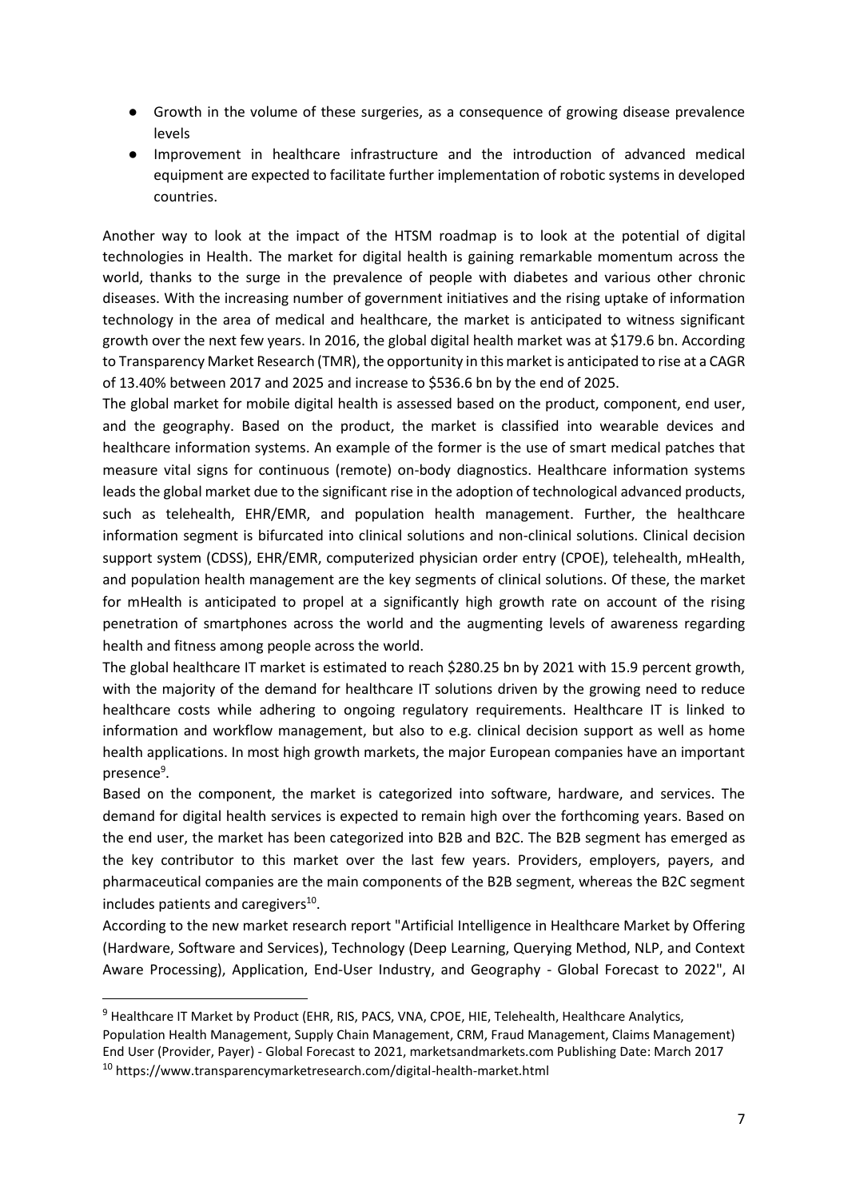- Growth in the volume of these surgeries, as a consequence of growing disease prevalence levels
- Improvement in healthcare infrastructure and the introduction of advanced medical equipment are expected to facilitate further implementation of robotic systems in developed countries.

Another way to look at the impact of the HTSM roadmap is to look at the potential of digital technologies in Health. The market for digital health is gaining remarkable momentum across the world, thanks to the surge in the prevalence of people with diabetes and various other chronic diseases. With the increasing number of government initiatives and the rising uptake of information technology in the area of medical and healthcare, the market is anticipated to witness significant growth over the next few years. In 2016, the global digital health market was at $179.6 bn. According to Transparency Market Research (TMR), the opportunity in this market is anticipated to rise at a CAGR of 13.40% between 2017 and 2025 and increase to $536.6 bn by the end of 2025.

The global market for mobile digital health is assessed based on the product, component, end user, and the geography. Based on the product, the market is classified into wearable devices and healthcare information systems. An example of the former is the use of smart medical patches that measure vital signs for continuous (remote) on-body diagnostics. Healthcare information systems leads the global market due to the significant rise in the adoption of technological advanced products, such as telehealth, EHR/EMR, and population health management. Further, the healthcare information segment is bifurcated into clinical solutions and non-clinical solutions. Clinical decision support system (CDSS), EHR/EMR, computerized physician order entry (CPOE), telehealth, mHealth, and population health management are the key segments of clinical solutions. Of these, the market for mHealth is anticipated to propel at a significantly high growth rate on account of the rising penetration of smartphones across the world and the augmenting levels of awareness regarding health and fitness among people across the world.

The global healthcare IT market is estimated to reach $280.25 bn by 2021 with 15.9 percent growth, with the majority of the demand for healthcare IT solutions driven by the growing need to reduce healthcare costs while adhering to ongoing regulatory requirements. Healthcare IT is linked to information and workflow management, but also to e.g. clinical decision support as well as home health applications. In most high growth markets, the major European companies have an important presence[9].

Based on the component, the market is categorized into software, hardware, and services. The demand for digital health services is expected to remain high over the forthcoming years. Based on the end user, the market has been categorized into B2B and B2C. The B2B segment has emerged as the key contributor to this market over the last few years. Providers, employers, payers, and pharmaceutical companies are the main components of the B2B segment, whereas the B2C segment includes patients and caregivers[10].

According to the new market research report "Artificial Intelligence in Healthcare Market by Offering (Hardware, Software and Services), Technology (Deep Learning, Querying Method, NLP, and Context Aware Processing), Application, End-User Industry, and Geography - Global Forecast to 2022", AI

---

[9] Healthcare IT Market by Product (EHR, RIS, PACS, VNA, CPOE, HIE, Telehealth, Healthcare Analytics, Population Health Management, Supply Chain Management, CRM, Fraud Management, Claims Management) End User (Provider, Payer) - Global Forecast to 2021, marketsandmarkets.com Publishing Date: March 2017

[10] https://www.transparencymarketresearch.com/digital-health-market.html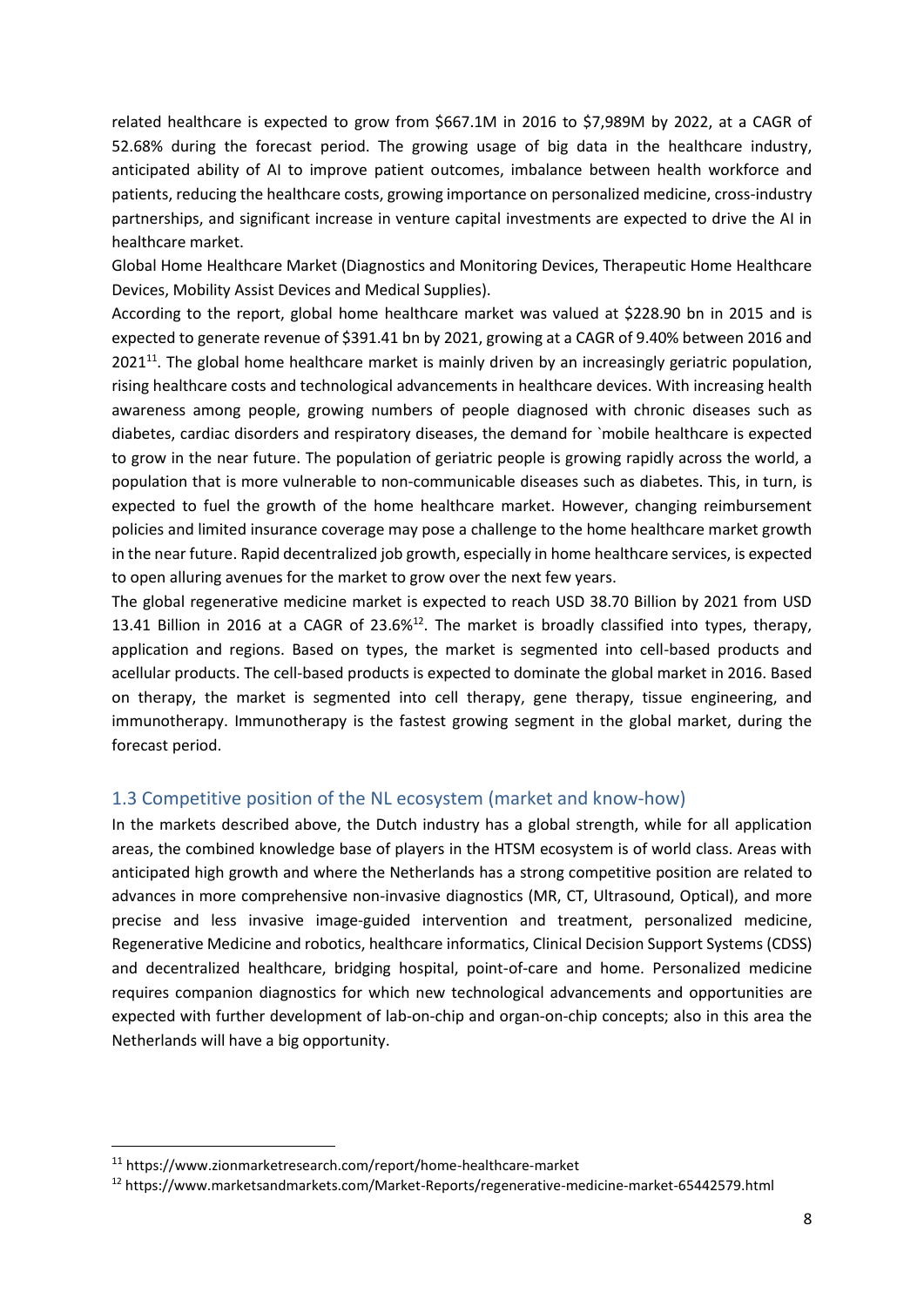related healthcare is expected to grow from $667.1M in 2016 to $7,989M by 2022, at a CAGR of 52.68% during the forecast period. The growing usage of big data in the healthcare industry, anticipated ability of AI to improve patient outcomes, imbalance between health workforce and patients, reducing the healthcare costs, growing importance on personalized medicine, cross-industry partnerships, and significant increase in venture capital investments are expected to drive the AI in healthcare market.

Global Home Healthcare Market (Diagnostics and Monitoring Devices, Therapeutic Home Healthcare Devices, Mobility Assist Devices and Medical Supplies).

According to the report, global home healthcare market was valued at $228.90 bn in 2015 and is expected to generate revenue of $391.41 bn by 2021, growing at a CAGR of 9.40% between 2016 and 2021[11]. The global home healthcare market is mainly driven by an increasingly geriatric population, rising healthcare costs and technological advancements in healthcare devices. With increasing health awareness among people, growing numbers of people diagnosed with chronic diseases such as diabetes, cardiac disorders and respiratory diseases, the demand for `mobile healthcare is expected to grow in the near future. The population of geriatric people is growing rapidly across the world, a population that is more vulnerable to non-communicable diseases such as diabetes. This, in turn, is expected to fuel the growth of the home healthcare market. However, changing reimbursement policies and limited insurance coverage may pose a challenge to the home healthcare market growth in the near future. Rapid decentralized job growth, especially in home healthcare services, is expected to open alluring avenues for the market to grow over the next few years.

The global regenerative medicine market is expected to reach USD 38.70 Billion by 2021 from USD 13.41 Billion in 2016 at a CAGR of 23.6%[12]. The market is broadly classified into types, therapy, application and regions. Based on types, the market is segmented into cell-based products and acellular products. The cell-based products is expected to dominate the global market in 2016. Based on therapy, the market is segmented into cell therapy, gene therapy, tissue engineering, and immunotherapy. Immunotherapy is the fastest growing segment in the global market, during the forecast period.

## 1.3 Competitive position of the NL ecosystem (market and know-how)

In the markets described above, the Dutch industry has a global strength, while for all application areas, the combined knowledge base of players in the HTSM ecosystem is of world class. Areas with anticipated high growth and where the Netherlands has a strong competitive position are related to advances in more comprehensive non-invasive diagnostics (MR, CT, Ultrasound, Optical), and more precise and less invasive image-guided intervention and treatment, personalized medicine, Regenerative Medicine and robotics, healthcare informatics, Clinical Decision Support Systems (CDSS) and decentralized healthcare, bridging hospital, point-of-care and home. Personalized medicine requires companion diagnostics for which new technological advancements and opportunities are expected with further development of lab-on-chip and organ-on-chip concepts; also in this area the Netherlands will have a big opportunity.

---

[11] https://www.zionmarketresearch.com/report/home-healthcare-market

[12] https://www.marketsandmarkets.com/Market-Reports/regenerative-medicine-market-65442579.html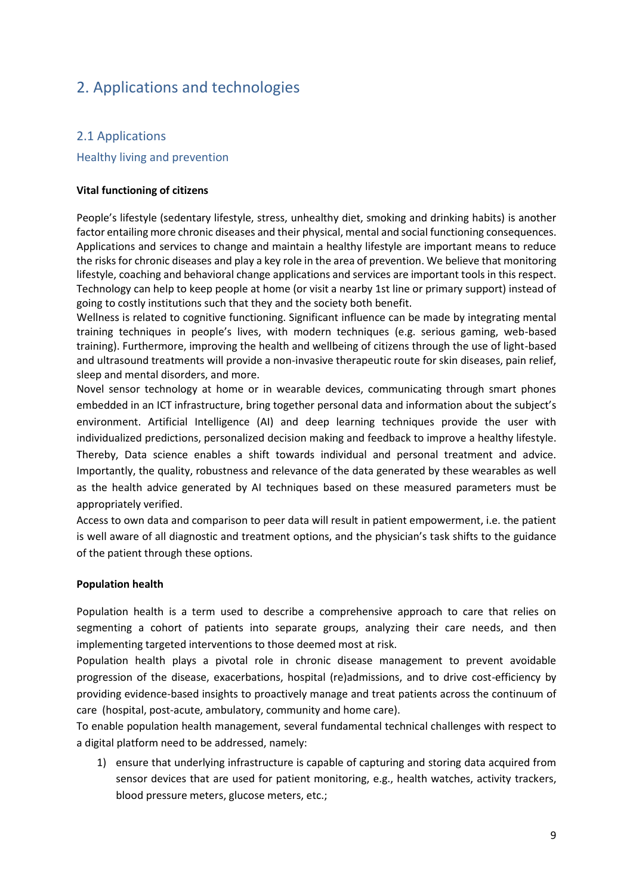## 2. Applications and technologies

### 2.1 Applications

#### Healthy living and prevention

**Vital functioning of citizens**

People's lifestyle (sedentary lifestyle, stress, unhealthy diet, smoking and drinking habits) is another factor entailing more chronic diseases and their physical, mental and social functioning consequences. Applications and services to change and maintain a healthy lifestyle are important means to reduce the risks for chronic diseases and play a key role in the area of prevention. We believe that monitoring lifestyle, coaching and behavioral change applications and services are important tools in this respect. Technology can help to keep people at home (or visit a nearby 1st line or primary support) instead of going to costly institutions such that they and the society both benefit.

Wellness is related to cognitive functioning. Significant influence can be made by integrating mental training techniques in people's lives, with modern techniques (e.g. serious gaming, web-based training). Furthermore, improving the health and wellbeing of citizens through the use of light-based and ultrasound treatments will provide a non-invasive therapeutic route for skin diseases, pain relief, sleep and mental disorders, and more.

Novel sensor technology at home or in wearable devices, communicating through smart phones embedded in an ICT infrastructure, bring together personal data and information about the subject's environment. Artificial Intelligence (AI) and deep learning techniques provide the user with individualized predictions, personalized decision making and feedback to improve a healthy lifestyle. Thereby, Data science enables a shift towards individual and personal treatment and advice. Importantly, the quality, robustness and relevance of the data generated by these wearables as well as the health advice generated by AI techniques based on these measured parameters must be appropriately verified.

Access to own data and comparison to peer data will result in patient empowerment, i.e. the patient is well aware of all diagnostic and treatment options, and the physician's task shifts to the guidance of the patient through these options.

**Population health**

Population health is a term used to describe a comprehensive approach to care that relies on segmenting a cohort of patients into separate groups, analyzing their care needs, and then implementing targeted interventions to those deemed most at risk.

Population health plays a pivotal role in chronic disease management to prevent avoidable progression of the disease, exacerbations, hospital (re)admissions, and to drive cost-efficiency by providing evidence-based insights to proactively manage and treat patients across the continuum of care (hospital, post-acute, ambulatory, community and home care).

To enable population health management, several fundamental technical challenges with respect to a digital platform need to be addressed, namely:

1) ensure that underlying infrastructure is capable of capturing and storing data acquired from sensor devices that are used for patient monitoring, e.g., health watches, activity trackers, blood pressure meters, glucose meters, etc.;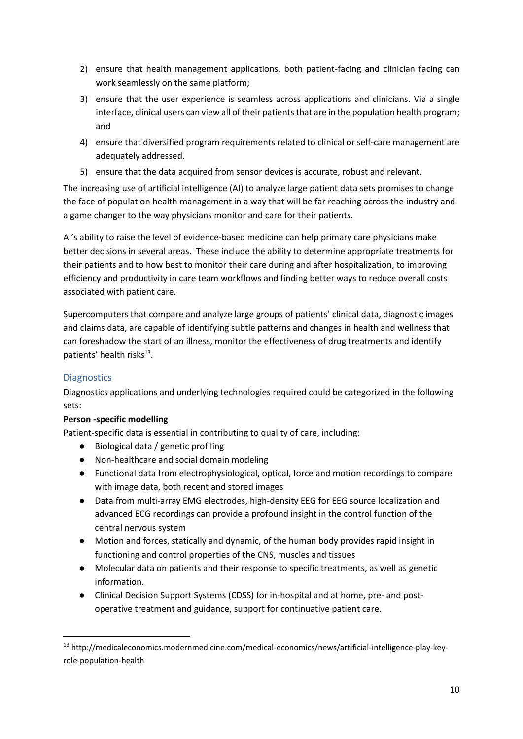2) ensure that health management applications, both patient-facing and clinician facing can work seamlessly on the same platform;
3) ensure that the user experience is seamless across applications and clinicians. Via a single interface, clinical users can view all of their patients that are in the population health program; and
4) ensure that diversified program requirements related to clinical or self-care management are adequately addressed.
5) ensure that the data acquired from sensor devices is accurate, robust and relevant.

The increasing use of artificial intelligence (AI) to analyze large patient data sets promises to change the face of population health management in a way that will be far reaching across the industry and a game changer to the way physicians monitor and care for their patients.

AI's ability to raise the level of evidence-based medicine can help primary care physicians make better decisions in several areas. These include the ability to determine appropriate treatments for their patients and to how best to monitor their care during and after hospitalization, to improving efficiency and productivity in care team workflows and finding better ways to reduce overall costs associated with patient care.

Supercomputers that compare and analyze large groups of patients' clinical data, diagnostic images and claims data, are capable of identifying subtle patterns and changes in health and wellness that can foreshadow the start of an illness, monitor the effectiveness of drug treatments and identify patients' health risks[13].

## Diagnostics

Diagnostics applications and underlying technologies required could be categorized in the following sets:

**Person -specific modelling**

Patient-specific data is essential in contributing to quality of care, including:

- Biological data / genetic profiling
- Non-healthcare and social domain modeling
- Functional data from electrophysiological, optical, force and motion recordings to compare with image data, both recent and stored images
- Data from multi-array EMG electrodes, high-density EEG for EEG source localization and advanced ECG recordings can provide a profound insight in the control function of the central nervous system
- Motion and forces, statically and dynamic, of the human body provides rapid insight in functioning and control properties of the CNS, muscles and tissues
- Molecular data on patients and their response to specific treatments, as well as genetic information.
- Clinical Decision Support Systems (CDSS) for in-hospital and at home, pre- and post-operative treatment and guidance, support for continuative patient care.

[13] http://medicaleconomics.modernmedicine.com/medical-economics/news/artificial-intelligence-play-key-role-population-health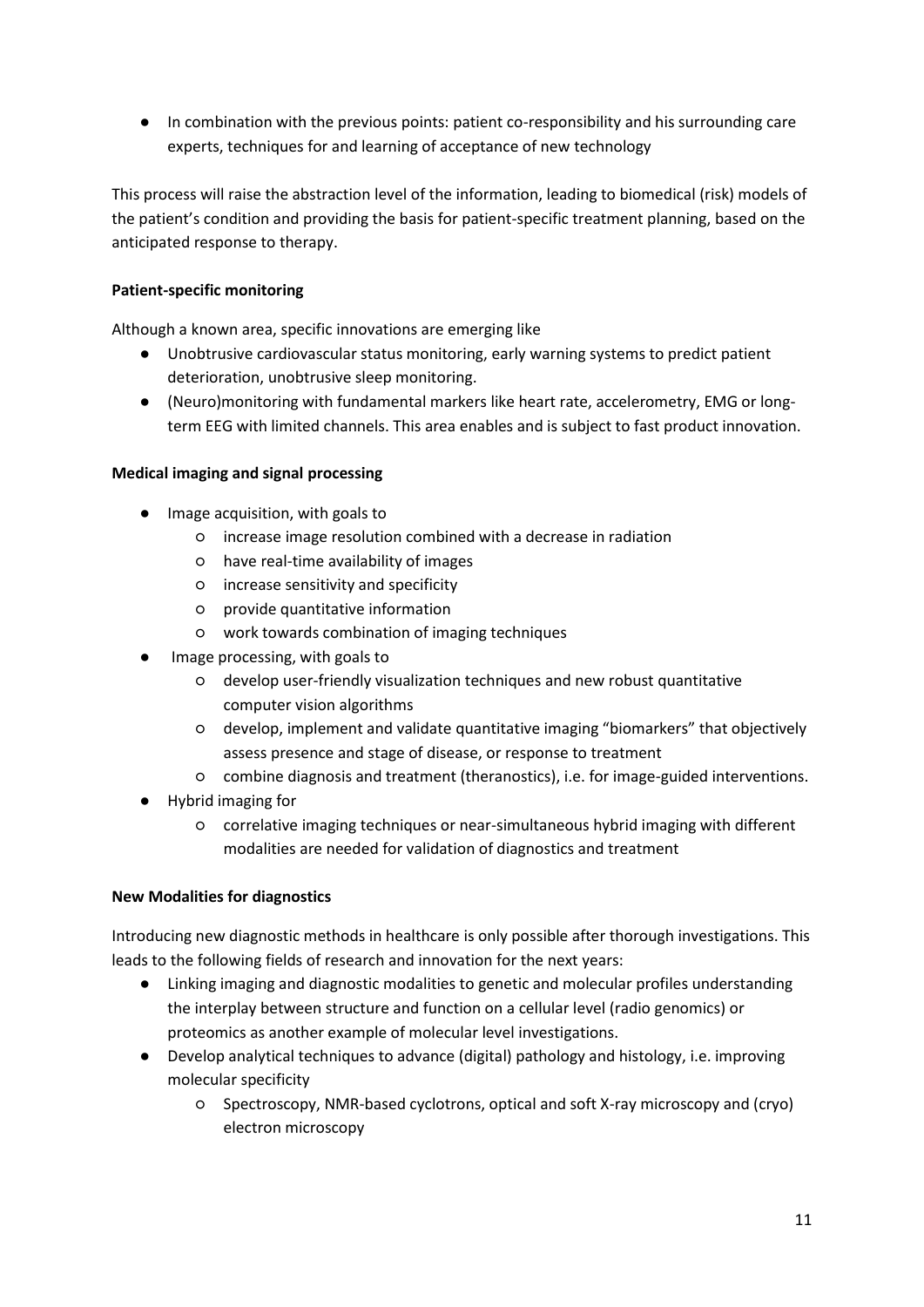- In combination with the previous points: patient co-responsibility and his surrounding care experts, techniques for and learning of acceptance of new technology

This process will raise the abstraction level of the information, leading to biomedical (risk) models of the patient's condition and providing the basis for patient-specific treatment planning, based on the anticipated response to therapy.

**Patient-specific monitoring**

Although a known area, specific innovations are emerging like

- Unobtrusive cardiovascular status monitoring, early warning systems to predict patient deterioration, unobtrusive sleep monitoring.
- (Neuro)monitoring with fundamental markers like heart rate, accelerometry, EMG or long-term EEG with limited channels. This area enables and is subject to fast product innovation.

**Medical imaging and signal processing**

- Image acquisition, with goals to
  - increase image resolution combined with a decrease in radiation
  - have real-time availability of images
  - increase sensitivity and specificity
  - provide quantitative information
  - work towards combination of imaging techniques
- Image processing, with goals to
  - develop user-friendly visualization techniques and new robust quantitative computer vision algorithms
  - develop, implement and validate quantitative imaging "biomarkers" that objectively assess presence and stage of disease, or response to treatment
  - combine diagnosis and treatment (theranostics), i.e. for image-guided interventions.
- Hybrid imaging for
  - correlative imaging techniques or near-simultaneous hybrid imaging with different modalities are needed for validation of diagnostics and treatment

**New Modalities for diagnostics**

Introducing new diagnostic methods in healthcare is only possible after thorough investigations. This leads to the following fields of research and innovation for the next years:

- Linking imaging and diagnostic modalities to genetic and molecular profiles understanding the interplay between structure and function on a cellular level (radio genomics) or proteomics as another example of molecular level investigations.
- Develop analytical techniques to advance (digital) pathology and histology, i.e. improving molecular specificity
  - Spectroscopy, NMR-based cyclotrons, optical and soft X-ray microscopy and (cryo) electron microscopy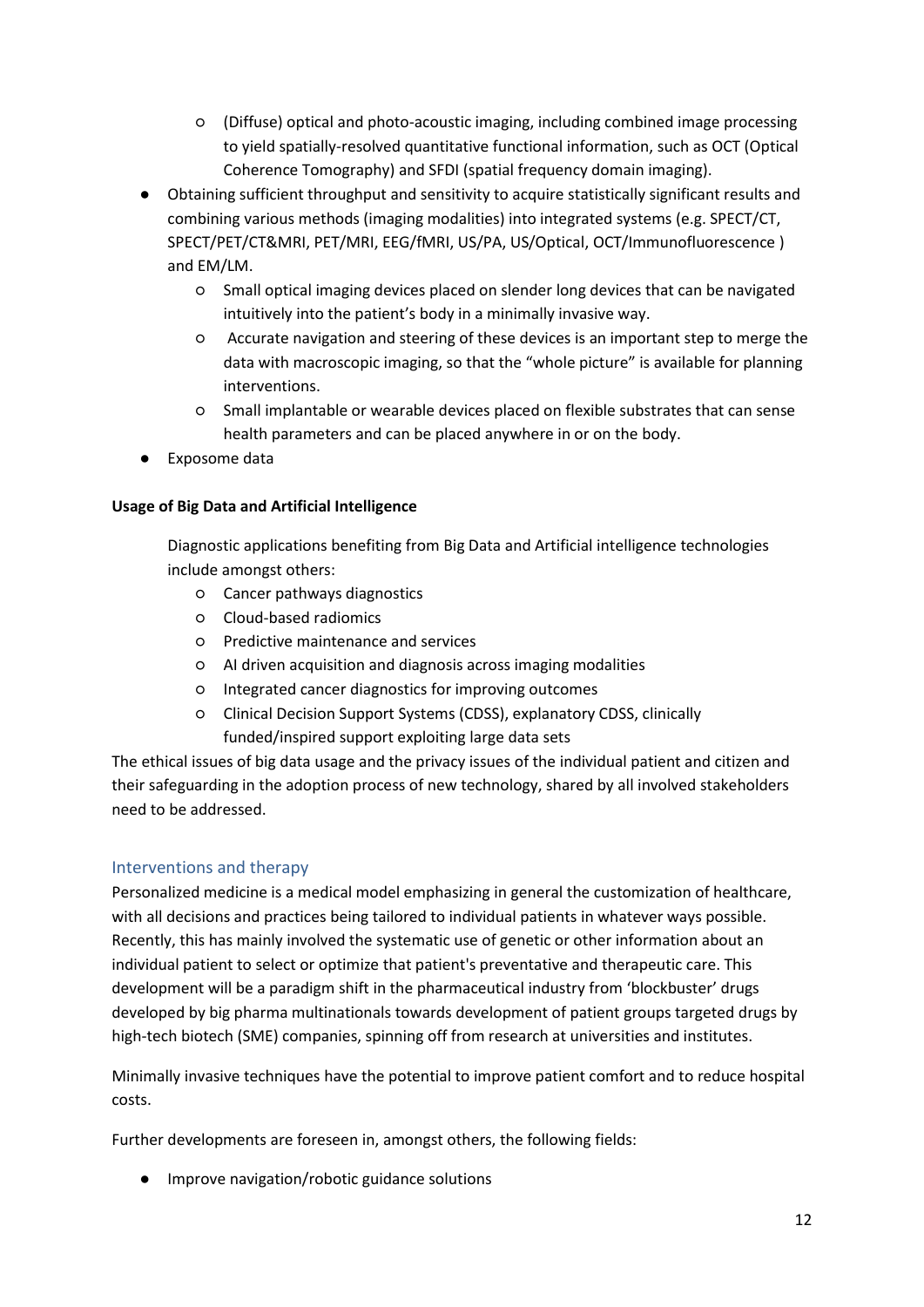- (Diffuse) optical and photo-acoustic imaging, including combined image processing to yield spatially-resolved quantitative functional information, such as OCT (Optical Coherence Tomography) and SFDI (spatial frequency domain imaging).
- Obtaining sufficient throughput and sensitivity to acquire statistically significant results and combining various methods (imaging modalities) into integrated systems (e.g. SPECT/CT, SPECT/PET/CT&MRI, PET/MRI, EEG/fMRI, US/PA, US/Optical, OCT/Immunofluorescence ) and EM/LM.
    - Small optical imaging devices placed on slender long devices that can be navigated intuitively into the patient's body in a minimally invasive way.
    - Accurate navigation and steering of these devices is an important step to merge the data with macroscopic imaging, so that the "whole picture" is available for planning interventions.
    - Small implantable or wearable devices placed on flexible substrates that can sense health parameters and can be placed anywhere in or on the body.
- Exposome data

**Usage of Big Data and Artificial Intelligence**

Diagnostic applications benefiting from Big Data and Artificial intelligence technologies include amongst others:

- Cancer pathways diagnostics
- Cloud-based radiomics
- Predictive maintenance and services
- AI driven acquisition and diagnosis across imaging modalities
- Integrated cancer diagnostics for improving outcomes
- Clinical Decision Support Systems (CDSS), explanatory CDSS, clinically funded/inspired support exploiting large data sets

The ethical issues of big data usage and the privacy issues of the individual patient and citizen and their safeguarding in the adoption process of new technology, shared by all involved stakeholders need to be addressed.

## Interventions and therapy

Personalized medicine is a medical model emphasizing in general the customization of healthcare, with all decisions and practices being tailored to individual patients in whatever ways possible. Recently, this has mainly involved the systematic use of genetic or other information about an individual patient to select or optimize that patient's preventative and therapeutic care. This development will be a paradigm shift in the pharmaceutical industry from 'blockbuster' drugs developed by big pharma multinationals towards development of patient groups targeted drugs by high-tech biotech (SME) companies, spinning off from research at universities and institutes.

Minimally invasive techniques have the potential to improve patient comfort and to reduce hospital costs.

Further developments are foreseen in, amongst others, the following fields:

- Improve navigation/robotic guidance solutions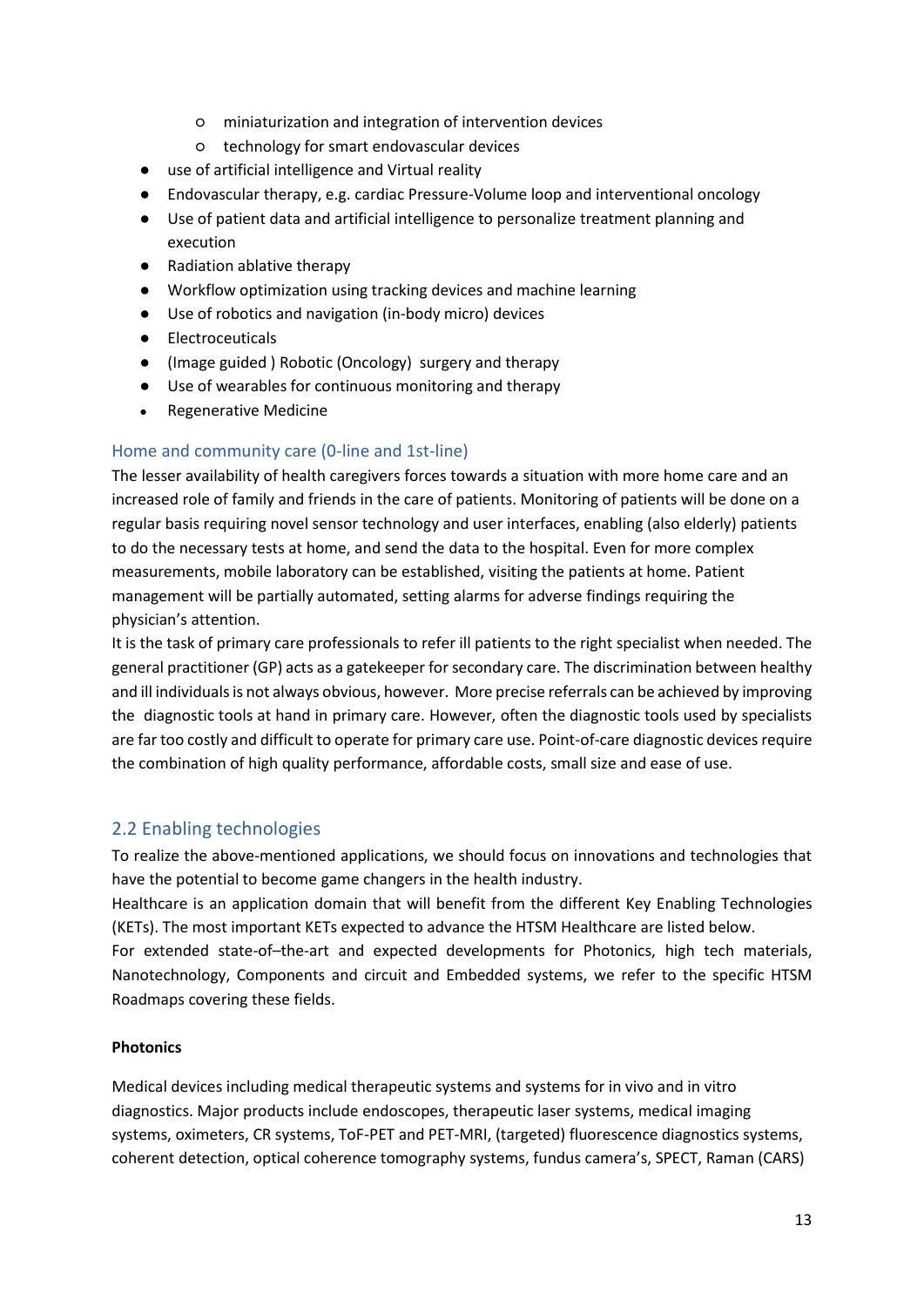- miniaturization and integration of intervention devices
    - technology for smart endovascular devices
- use of artificial intelligence and Virtual reality
- Endovascular therapy, e.g. cardiac Pressure-Volume loop and interventional oncology
- Use of patient data and artificial intelligence to personalize treatment planning and execution
- Radiation ablative therapy
- Workflow optimization using tracking devices and machine learning
- Use of robotics and navigation (in-body micro) devices
- Electroceuticals
- (Image guided ) Robotic (Oncology) surgery and therapy
- Use of wearables for continuous monitoring and therapy
- Regenerative Medicine

### Home and community care (0-line and 1st-line)

The lesser availability of health caregivers forces towards a situation with more home care and an increased role of family and friends in the care of patients. Monitoring of patients will be done on a regular basis requiring novel sensor technology and user interfaces, enabling (also elderly) patients to do the necessary tests at home, and send the data to the hospital. Even for more complex measurements, mobile laboratory can be established, visiting the patients at home. Patient management will be partially automated, setting alarms for adverse findings requiring the physician's attention.

It is the task of primary care professionals to refer ill patients to the right specialist when needed. The general practitioner (GP) acts as a gatekeeper for secondary care. The discrimination between healthy and ill individuals is not always obvious, however. More precise referrals can be achieved by improving the diagnostic tools at hand in primary care. However, often the diagnostic tools used by specialists are far too costly and difficult to operate for primary care use. Point-of-care diagnostic devices require the combination of high quality performance, affordable costs, small size and ease of use.

## 2.2 Enabling technologies

To realize the above-mentioned applications, we should focus on innovations and technologies that have the potential to become game changers in the health industry.

Healthcare is an application domain that will benefit from the different Key Enabling Technologies (KETs). The most important KETs expected to advance the HTSM Healthcare are listed below.

For extended state-of–the-art and expected developments for Photonics, high tech materials, Nanotechnology, Components and circuit and Embedded systems, we refer to the specific HTSM Roadmaps covering these fields.

**Photonics**

Medical devices including medical therapeutic systems and systems for in vivo and in vitro diagnostics. Major products include endoscopes, therapeutic laser systems, medical imaging systems, oximeters, CR systems, ToF-PET and PET-MRI, (targeted) fluorescence diagnostics systems, coherent detection, optical coherence tomography systems, fundus camera's, SPECT, Raman (CARS)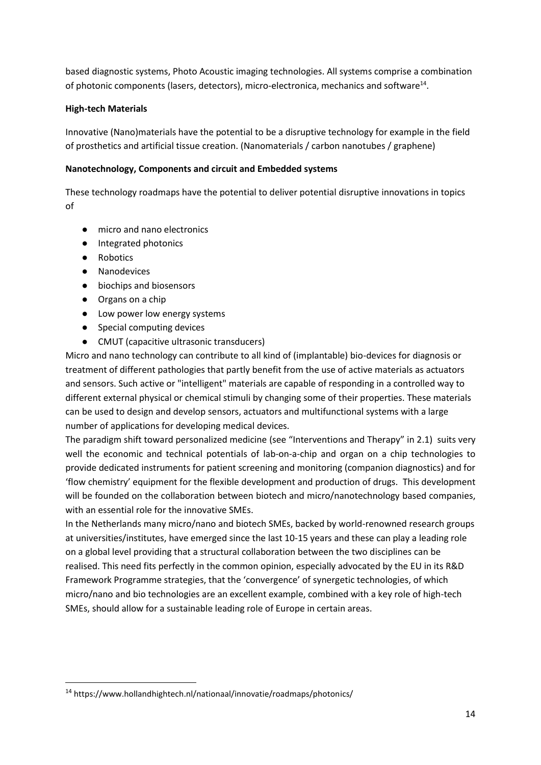based diagnostic systems, Photo Acoustic imaging technologies. All systems comprise a combination of photonic components (lasers, detectors), micro-electronica, mechanics and software[14].

**High-tech Materials**

Innovative (Nano)materials have the potential to be a disruptive technology for example in the field of prosthetics and artificial tissue creation. (Nanomaterials / carbon nanotubes / graphene)

**Nanotechnology, Components and circuit and Embedded systems**

These technology roadmaps have the potential to deliver potential disruptive innovations in topics of

- micro and nano electronics
- Integrated photonics
- Robotics
- Nanodevices
- biochips and biosensors
- Organs on a chip
- Low power low energy systems
- Special computing devices
- CMUT (capacitive ultrasonic transducers)

Micro and nano technology can contribute to all kind of (implantable) bio-devices for diagnosis or treatment of different pathologies that partly benefit from the use of active materials as actuators and sensors. Such active or "intelligent" materials are capable of responding in a controlled way to different external physical or chemical stimuli by changing some of their properties. These materials can be used to design and develop sensors, actuators and multifunctional systems with a large number of applications for developing medical devices.

The paradigm shift toward personalized medicine (see "Interventions and Therapy" in 2.1) suits very well the economic and technical potentials of lab-on-a-chip and organ on a chip technologies to provide dedicated instruments for patient screening and monitoring (companion diagnostics) and for 'flow chemistry' equipment for the flexible development and production of drugs. This development will be founded on the collaboration between biotech and micro/nanotechnology based companies, with an essential role for the innovative SMEs.

In the Netherlands many micro/nano and biotech SMEs, backed by world-renowned research groups at universities/institutes, have emerged since the last 10-15 years and these can play a leading role on a global level providing that a structural collaboration between the two disciplines can be realised. This need fits perfectly in the common opinion, especially advocated by the EU in its R&D Framework Programme strategies, that the 'convergence' of synergetic technologies, of which micro/nano and bio technologies are an excellent example, combined with a key role of high-tech SMEs, should allow for a sustainable leading role of Europe in certain areas.

[14] https://www.hollandhightech.nl/nationaal/innovatie/roadmaps/photonics/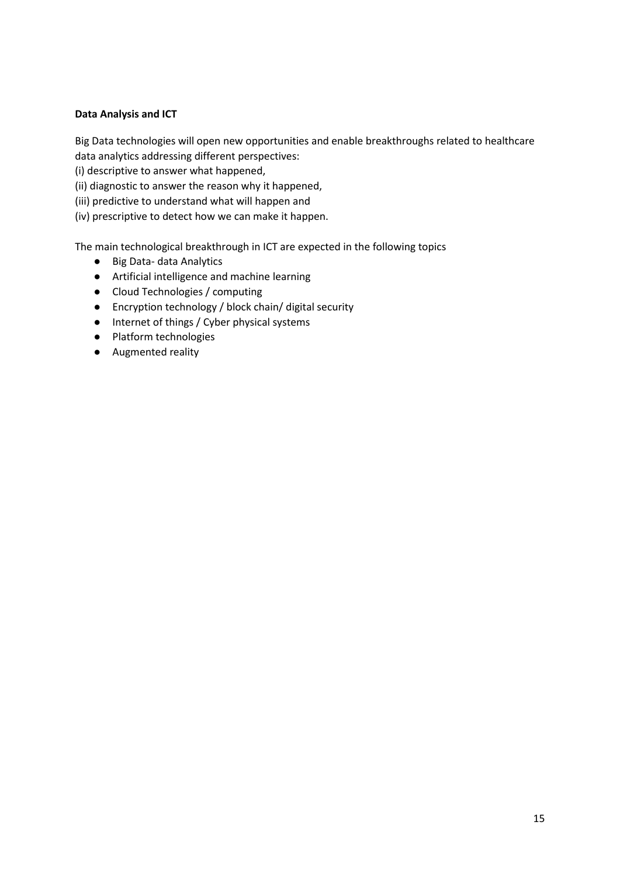**Data Analysis and ICT**

Big Data technologies will open new opportunities and enable breakthroughs related to healthcare data analytics addressing different perspectives:
(i) descriptive to answer what happened,
(ii) diagnostic to answer the reason why it happened,
(iii) predictive to understand what will happen and
(iv) prescriptive to detect how we can make it happen.

The main technological breakthrough in ICT are expected in the following topics

- Big Data- data Analytics
- Artificial intelligence and machine learning
- Cloud Technologies / computing
- Encryption technology / block chain/ digital security
- Internet of things / Cyber physical systems
- Platform technologies
- Augmented reality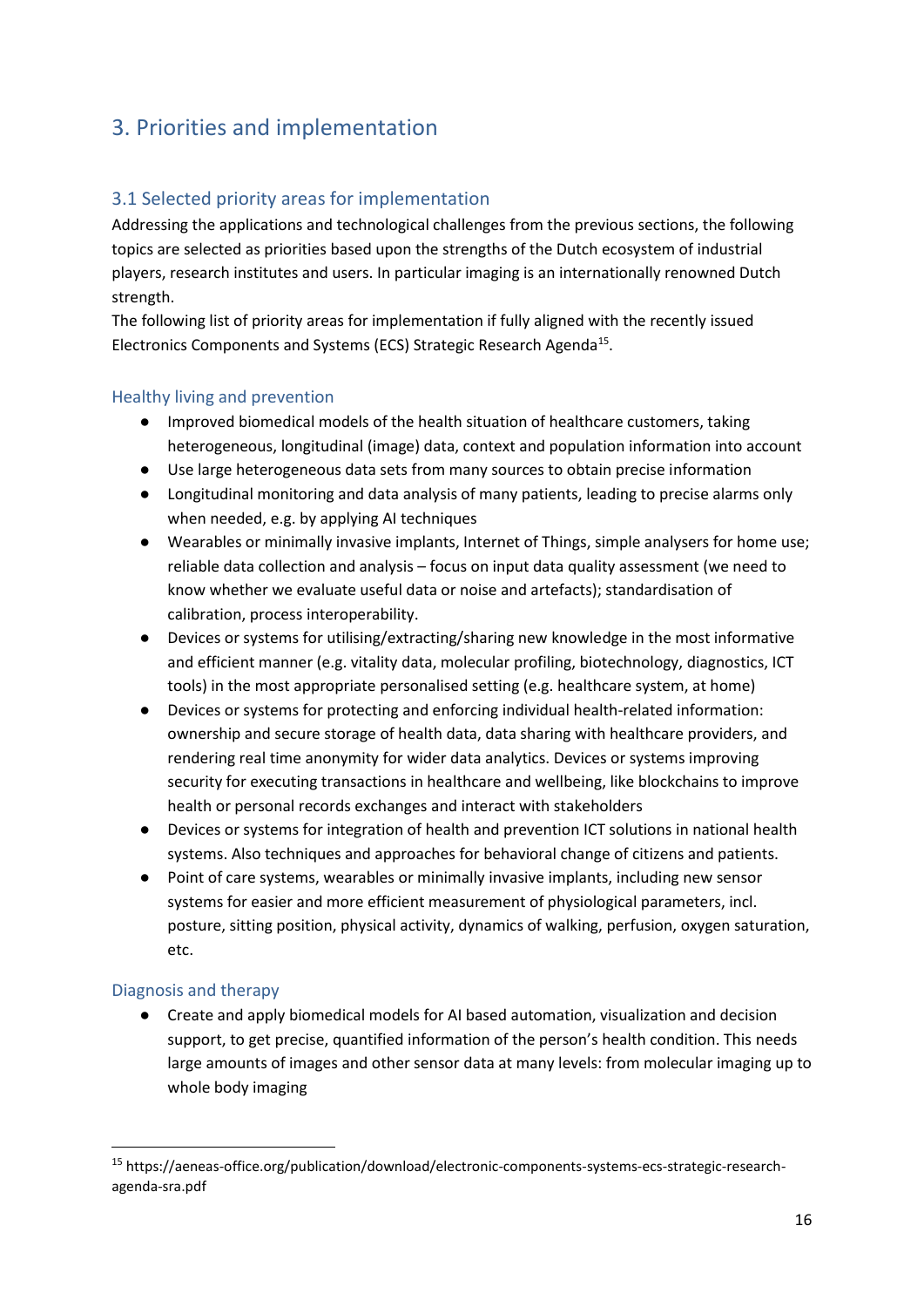# 3. Priorities and implementation

## 3.1 Selected priority areas for implementation

Addressing the applications and technological challenges from the previous sections, the following topics are selected as priorities based upon the strengths of the Dutch ecosystem of industrial players, research institutes and users. In particular imaging is an internationally renowned Dutch strength.

The following list of priority areas for implementation if fully aligned with the recently issued Electronics Components and Systems (ECS) Strategic Research Agenda[15].

### Healthy living and prevention

- Improved biomedical models of the health situation of healthcare customers, taking heterogeneous, longitudinal (image) data, context and population information into account
- Use large heterogeneous data sets from many sources to obtain precise information
- Longitudinal monitoring and data analysis of many patients, leading to precise alarms only when needed, e.g. by applying AI techniques
- Wearables or minimally invasive implants, Internet of Things, simple analysers for home use; reliable data collection and analysis – focus on input data quality assessment (we need to know whether we evaluate useful data or noise and artefacts); standardisation of calibration, process interoperability.
- Devices or systems for utilising/extracting/sharing new knowledge in the most informative and efficient manner (e.g. vitality data, molecular profiling, biotechnology, diagnostics, ICT tools) in the most appropriate personalised setting (e.g. healthcare system, at home)
- Devices or systems for protecting and enforcing individual health-related information: ownership and secure storage of health data, data sharing with healthcare providers, and rendering real time anonymity for wider data analytics. Devices or systems improving security for executing transactions in healthcare and wellbeing, like blockchains to improve health or personal records exchanges and interact with stakeholders
- Devices or systems for integration of health and prevention ICT solutions in national health systems. Also techniques and approaches for behavioral change of citizens and patients.
- Point of care systems, wearables or minimally invasive implants, including new sensor systems for easier and more efficient measurement of physiological parameters, incl. posture, sitting position, physical activity, dynamics of walking, perfusion, oxygen saturation, etc.

### Diagnosis and therapy

- Create and apply biomedical models for AI based automation, visualization and decision support, to get precise, quantified information of the person's health condition. This needs large amounts of images and other sensor data at many levels: from molecular imaging up to whole body imaging

[15] https://aeneas-office.org/publication/download/electronic-components-systems-ecs-strategic-research-agenda-sra.pdf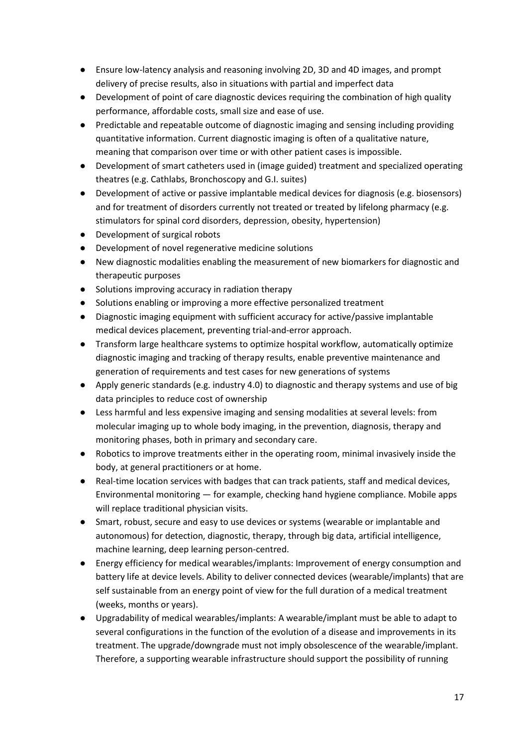- Ensure low-latency analysis and reasoning involving 2D, 3D and 4D images, and prompt delivery of precise results, also in situations with partial and imperfect data
- Development of point of care diagnostic devices requiring the combination of high quality performance, affordable costs, small size and ease of use.
- Predictable and repeatable outcome of diagnostic imaging and sensing including providing quantitative information. Current diagnostic imaging is often of a qualitative nature, meaning that comparison over time or with other patient cases is impossible.
- Development of smart catheters used in (image guided) treatment and specialized operating theatres (e.g. Cathlabs, Bronchoscopy and G.I. suites)
- Development of active or passive implantable medical devices for diagnosis (e.g. biosensors) and for treatment of disorders currently not treated or treated by lifelong pharmacy (e.g. stimulators for spinal cord disorders, depression, obesity, hypertension)
- Development of surgical robots
- Development of novel regenerative medicine solutions
- New diagnostic modalities enabling the measurement of new biomarkers for diagnostic and therapeutic purposes
- Solutions improving accuracy in radiation therapy
- Solutions enabling or improving a more effective personalized treatment
- Diagnostic imaging equipment with sufficient accuracy for active/passive implantable medical devices placement, preventing trial-and-error approach.
- Transform large healthcare systems to optimize hospital workflow, automatically optimize diagnostic imaging and tracking of therapy results, enable preventive maintenance and generation of requirements and test cases for new generations of systems
- Apply generic standards (e.g. industry 4.0) to diagnostic and therapy systems and use of big data principles to reduce cost of ownership
- Less harmful and less expensive imaging and sensing modalities at several levels: from molecular imaging up to whole body imaging, in the prevention, diagnosis, therapy and monitoring phases, both in primary and secondary care.
- Robotics to improve treatments either in the operating room, minimal invasively inside the body, at general practitioners or at home.
- Real-time location services with badges that can track patients, staff and medical devices, Environmental monitoring — for example, checking hand hygiene compliance. Mobile apps will replace traditional physician visits.
- Smart, robust, secure and easy to use devices or systems (wearable or implantable and autonomous) for detection, diagnostic, therapy, through big data, artificial intelligence, machine learning, deep learning person-centred.
- Energy efficiency for medical wearables/implants: Improvement of energy consumption and battery life at device levels. Ability to deliver connected devices (wearable/implants) that are self sustainable from an energy point of view for the full duration of a medical treatment (weeks, months or years).
- Upgradability of medical wearables/implants: A wearable/implant must be able to adapt to several configurations in the function of the evolution of a disease and improvements in its treatment. The upgrade/downgrade must not imply obsolescence of the wearable/implant. Therefore, a supporting wearable infrastructure should support the possibility of running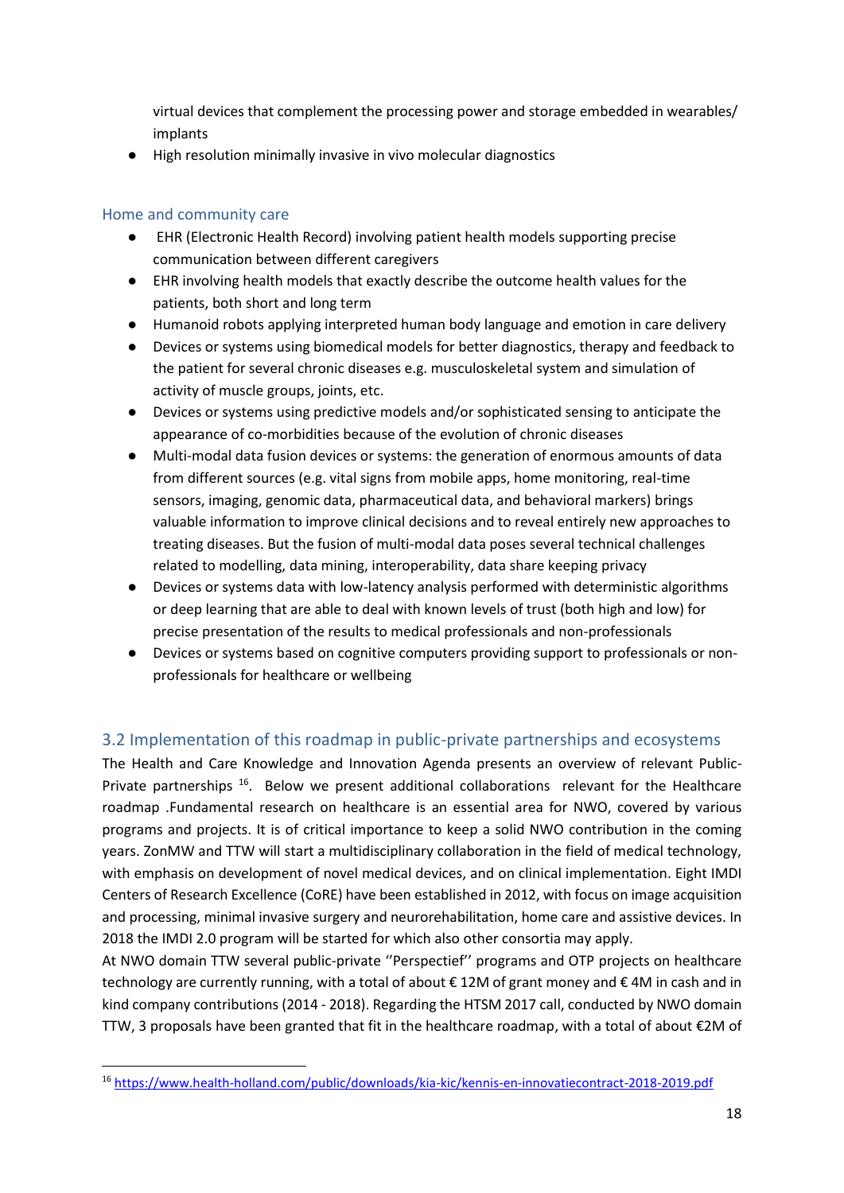virtual devices that complement the processing power and storage embedded in wearables/ implants

- High resolution minimally invasive in vivo molecular diagnostics

### Home and community care

- EHR (Electronic Health Record) involving patient health models supporting precise communication between different caregivers
- EHR involving health models that exactly describe the outcome health values for the patients, both short and long term
- Humanoid robots applying interpreted human body language and emotion in care delivery
- Devices or systems using biomedical models for better diagnostics, therapy and feedback to the patient for several chronic diseases e.g. musculoskeletal system and simulation of activity of muscle groups, joints, etc.
- Devices or systems using predictive models and/or sophisticated sensing to anticipate the appearance of co-morbidities because of the evolution of chronic diseases
- Multi-modal data fusion devices or systems: the generation of enormous amounts of data from different sources (e.g. vital signs from mobile apps, home monitoring, real-time sensors, imaging, genomic data, pharmaceutical data, and behavioral markers) brings valuable information to improve clinical decisions and to reveal entirely new approaches to treating diseases. But the fusion of multi-modal data poses several technical challenges related to modelling, data mining, interoperability, data share keeping privacy
- Devices or systems data with low-latency analysis performed with deterministic algorithms or deep learning that are able to deal with known levels of trust (both high and low) for precise presentation of the results to medical professionals and non-professionals
- Devices or systems based on cognitive computers providing support to professionals or non-professionals for healthcare or wellbeing

## 3.2 Implementation of this roadmap in public-private partnerships and ecosystems

The Health and Care Knowledge and Innovation Agenda presents an overview of relevant Public-Private partnerships [16]. Below we present additional collaborations relevant for the Healthcare roadmap .Fundamental research on healthcare is an essential area for NWO, covered by various programs and projects. It is of critical importance to keep a solid NWO contribution in the coming years. ZonMW and TTW will start a multidisciplinary collaboration in the field of medical technology, with emphasis on development of novel medical devices, and on clinical implementation. Eight IMDI Centers of Research Excellence (CoRE) have been established in 2012, with focus on image acquisition and processing, minimal invasive surgery and neurorehabilitation, home care and assistive devices. In 2018 the IMDI 2.0 program will be started for which also other consortia may apply.

At NWO domain TTW several public-private ''Perspectief'' programs and OTP projects on healthcare technology are currently running, with a total of about € 12M of grant money and € 4M in cash and in kind company contributions (2014 - 2018). Regarding the HTSM 2017 call, conducted by NWO domain TTW, 3 proposals have been granted that fit in the healthcare roadmap, with a total of about €2M of

[16] https://www.health-holland.com/public/downloads/kia-kic/kennis-en-innovatiecontract-2018-2019.pdf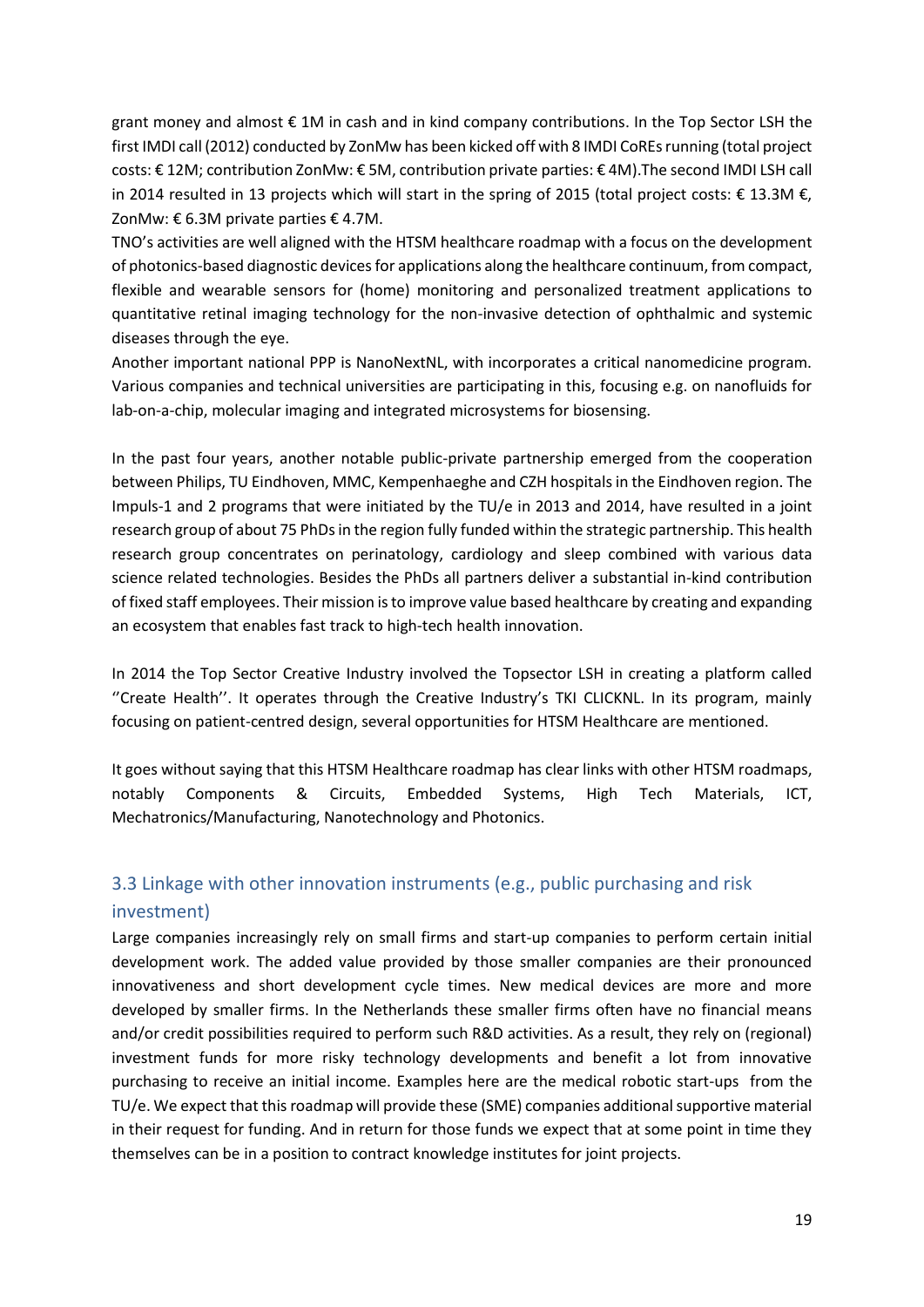grant money and almost € 1M in cash and in kind company contributions. In the Top Sector LSH the first IMDI call (2012) conducted by ZonMw has been kicked off with 8 IMDI CoREs running (total project costs: € 12M; contribution ZonMw: € 5M, contribution private parties: € 4M).The second IMDI LSH call in 2014 resulted in 13 projects which will start in the spring of 2015 (total project costs: € 13.3M €, ZonMw: € 6.3M private parties € 4.7M.

TNO's activities are well aligned with the HTSM healthcare roadmap with a focus on the development of photonics-based diagnostic devices for applications along the healthcare continuum, from compact, flexible and wearable sensors for (home) monitoring and personalized treatment applications to quantitative retinal imaging technology for the non-invasive detection of ophthalmic and systemic diseases through the eye.

Another important national PPP is NanoNextNL, with incorporates a critical nanomedicine program. Various companies and technical universities are participating in this, focusing e.g. on nanofluids for lab-on-a-chip, molecular imaging and integrated microsystems for biosensing.

In the past four years, another notable public-private partnership emerged from the cooperation between Philips, TU Eindhoven, MMC, Kempenhaeghe and CZH hospitals in the Eindhoven region. The Impuls-1 and 2 programs that were initiated by the TU/e in 2013 and 2014, have resulted in a joint research group of about 75 PhDs in the region fully funded within the strategic partnership. This health research group concentrates on perinatology, cardiology and sleep combined with various data science related technologies. Besides the PhDs all partners deliver a substantial in-kind contribution of fixed staff employees. Their mission is to improve value based healthcare by creating and expanding an ecosystem that enables fast track to high-tech health innovation.

In 2014 the Top Sector Creative Industry involved the Topsector LSH in creating a platform called ''Create Health''. It operates through the Creative Industry's TKI CLICKNL. In its program, mainly focusing on patient-centred design, several opportunities for HTSM Healthcare are mentioned.

It goes without saying that this HTSM Healthcare roadmap has clear links with other HTSM roadmaps, notably Components & Circuits, Embedded Systems, High Tech Materials, ICT, Mechatronics/Manufacturing, Nanotechnology and Photonics.

## 3.3 Linkage with other innovation instruments (e.g., public purchasing and risk investment)

Large companies increasingly rely on small firms and start-up companies to perform certain initial development work. The added value provided by those smaller companies are their pronounced innovativeness and short development cycle times. New medical devices are more and more developed by smaller firms. In the Netherlands these smaller firms often have no financial means and/or credit possibilities required to perform such R&D activities. As a result, they rely on (regional) investment funds for more risky technology developments and benefit a lot from innovative purchasing to receive an initial income. Examples here are the medical robotic start-ups from the TU/e. We expect that this roadmap will provide these (SME) companies additional supportive material in their request for funding. And in return for those funds we expect that at some point in time they themselves can be in a position to contract knowledge institutes for joint projects.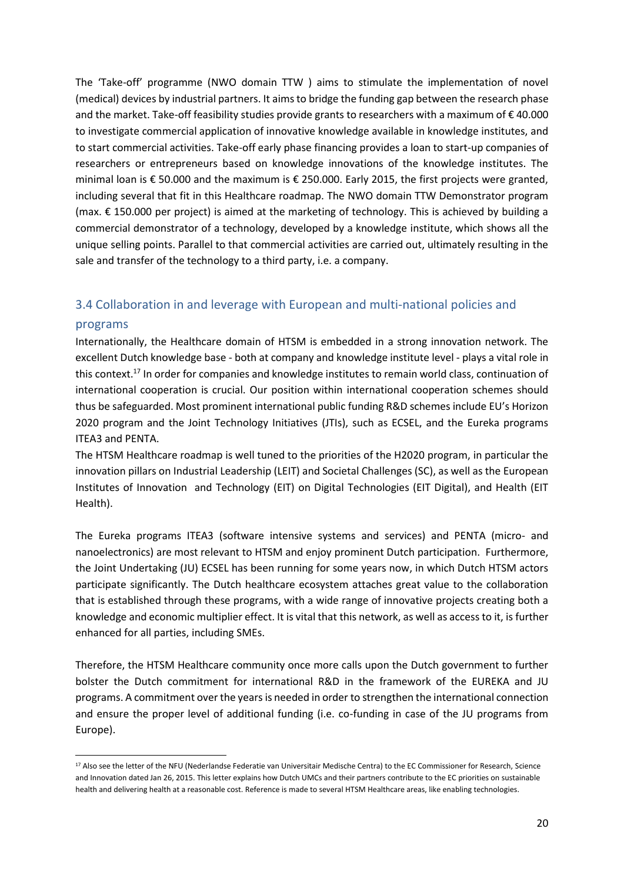The 'Take-off' programme (NWO domain TTW ) aims to stimulate the implementation of novel (medical) devices by industrial partners. It aims to bridge the funding gap between the research phase and the market. Take-off feasibility studies provide grants to researchers with a maximum of € 40.000 to investigate commercial application of innovative knowledge available in knowledge institutes, and to start commercial activities. Take-off early phase financing provides a loan to start-up companies of researchers or entrepreneurs based on knowledge innovations of the knowledge institutes. The minimal loan is € 50.000 and the maximum is € 250.000. Early 2015, the first projects were granted, including several that fit in this Healthcare roadmap. The NWO domain TTW Demonstrator program (max. € 150.000 per project) is aimed at the marketing of technology. This is achieved by building a commercial demonstrator of a technology, developed by a knowledge institute, which shows all the unique selling points. Parallel to that commercial activities are carried out, ultimately resulting in the sale and transfer of the technology to a third party, i.e. a company.

## 3.4 Collaboration in and leverage with European and multi-national policies and programs

Internationally, the Healthcare domain of HTSM is embedded in a strong innovation network. The excellent Dutch knowledge base - both at company and knowledge institute level - plays a vital role in this context.[17] In order for companies and knowledge institutes to remain world class, continuation of international cooperation is crucial. Our position within international cooperation schemes should thus be safeguarded. Most prominent international public funding R&D schemes include EU's Horizon 2020 program and the Joint Technology Initiatives (JTIs), such as ECSEL, and the Eureka programs ITEA3 and PENTA.

The HTSM Healthcare roadmap is well tuned to the priorities of the H2020 program, in particular the innovation pillars on Industrial Leadership (LEIT) and Societal Challenges (SC), as well as the European Institutes of Innovation and Technology (EIT) on Digital Technologies (EIT Digital), and Health (EIT Health).

The Eureka programs ITEA3 (software intensive systems and services) and PENTA (micro- and nanoelectronics) are most relevant to HTSM and enjoy prominent Dutch participation. Furthermore, the Joint Undertaking (JU) ECSEL has been running for some years now, in which Dutch HTSM actors participate significantly. The Dutch healthcare ecosystem attaches great value to the collaboration that is established through these programs, with a wide range of innovative projects creating both a knowledge and economic multiplier effect. It is vital that this network, as well as access to it, is further enhanced for all parties, including SMEs.

Therefore, the HTSM Healthcare community once more calls upon the Dutch government to further bolster the Dutch commitment for international R&D in the framework of the EUREKA and JU programs. A commitment over the years is needed in order to strengthen the international connection and ensure the proper level of additional funding (i.e. co-funding in case of the JU programs from Europe).

[17] Also see the letter of the NFU (Nederlandse Federatie van Universitair Medische Centra) to the EC Commissioner for Research, Science and Innovation dated Jan 26, 2015. This letter explains how Dutch UMCs and their partners contribute to the EC priorities on sustainable health and delivering health at a reasonable cost. Reference is made to several HTSM Healthcare areas, like enabling technologies.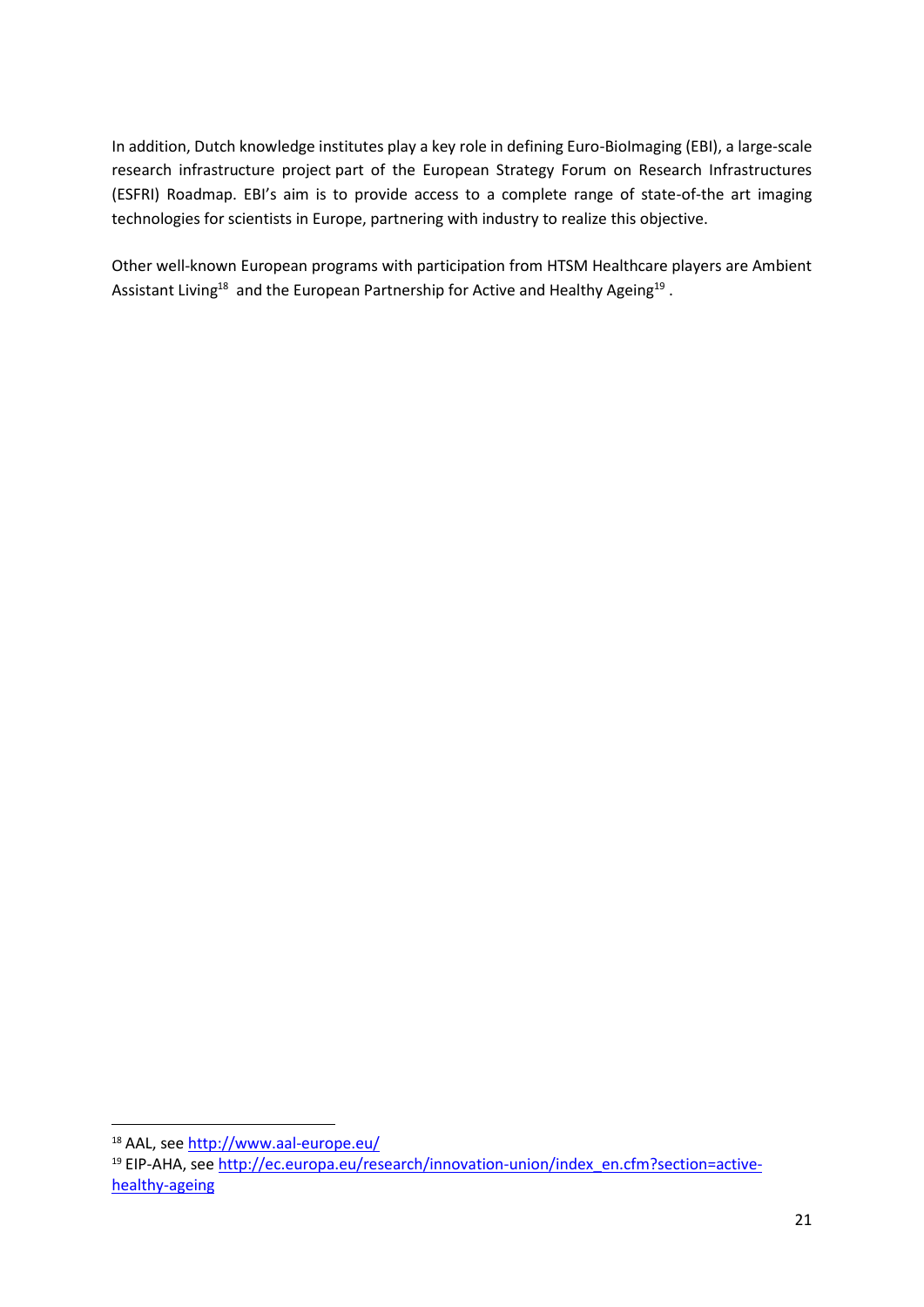In addition, Dutch knowledge institutes play a key role in defining Euro-BioImaging (EBI), a large-scale research infrastructure project part of the European Strategy Forum on Research Infrastructures (ESFRI) Roadmap. EBI's aim is to provide access to a complete range of state-of-the art imaging technologies for scientists in Europe, partnering with industry to realize this objective.

Other well-known European programs with participation from HTSM Healthcare players are Ambient Assistant Living[18] and the European Partnership for Active and Healthy Ageing[19] .

---

[18] AAL, see http://www.aal-europe.eu/

[19] EIP-AHA, see http://ec.europa.eu/research/innovation-union/index_en.cfm?section=active-healthy-ageing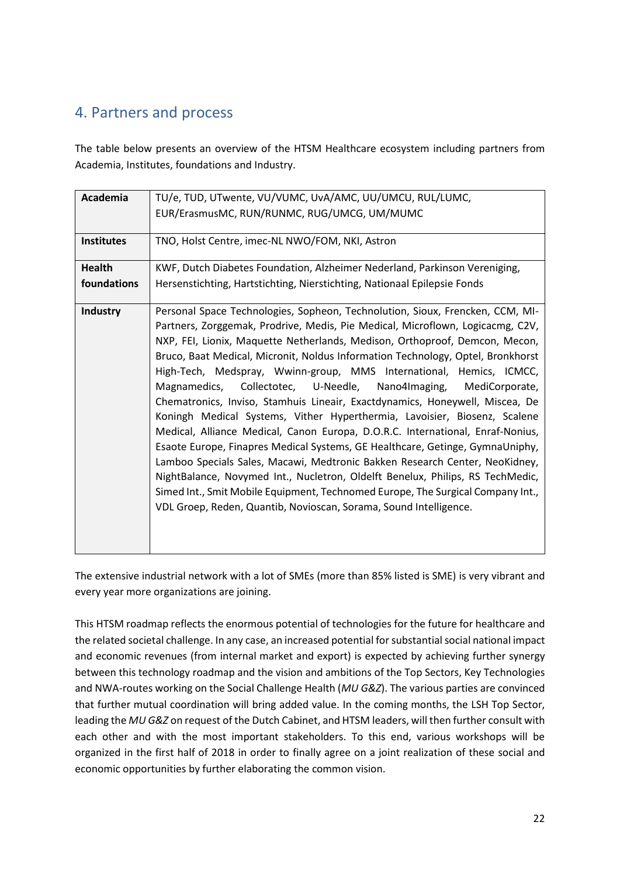## 4. Partners and process

The table below presents an overview of the HTSM Healthcare ecosystem including partners from Academia, Institutes, foundations and Industry.

| | |
|---|---|
| **Academia** | TU/e, TUD, UTwente, VU/VUMC, UvA/AMC, UU/UMCU, RUL/LUMC, EUR/ErasmusMC, RUN/RUNMC, RUG/UMCG, UM/MUMC |
| **Institutes** | TNO, Holst Centre, imec-NL NWO/FOM, NKI, Astron |
| **Health foundations** | KWF, Dutch Diabetes Foundation, Alzheimer Nederland, Parkinson Vereniging, Hersenstichting, Hartstichting, Nierstichting, Nationaal Epilepsie Fonds |
| **Industry** | Personal Space Technologies, Sopheon, Technolution, Sioux, Frencken, CCM, MI-Partners, Zorggemak, Prodrive, Medis, Pie Medical, Microflown, Logicacmg, C2V, NXP, FEI, Lionix, Maquette Netherlands, Medison, Orthoproof, Demcon, Mecon, Bruco, Baat Medical, Micronit, Noldus Information Technology, Optel, Bronkhorst High-Tech, Medspray, Wwinn-group, MMS International, Hemics, ICMCC, Magnamedics, Collectotec, U-Needle, Nano4Imaging, MediCorporate, Chematronics, Inviso, Stamhuis Lineair, Exactdynamics, Honeywell, Miscea, De Koningh Medical Systems, Vither Hyperthermia, Lavoisier, Biosenz, Scalene Medical, Alliance Medical, Canon Europa, D.O.R.C. International, Enraf-Nonius, Esaote Europe, Finapres Medical Systems, GE Healthcare, Getinge, GymnaUniphy, Lamboo Specials Sales, Macawi, Medtronic Bakken Research Center, NeoKidney, NightBalance, Novymed Int., Nucletron, Oldelft Benelux, Philips, RS TechMedic, Simed Int., Smit Mobile Equipment, Technomed Europe, The Surgical Company Int., VDL Groep, Reden, Quantib, Novioscan, Sorama, Sound Intelligence. |

The extensive industrial network with a lot of SMEs (more than 85% listed is SME) is very vibrant and every year more organizations are joining.

This HTSM roadmap reflects the enormous potential of technologies for the future for healthcare and the related societal challenge. In any case, an increased potential for substantial social national impact and economic revenues (from internal market and export) is expected by achieving further synergy between this technology roadmap and the vision and ambitions of the Top Sectors, Key Technologies and NWA-routes working on the Social Challenge Health (*MU G&Z*). The various parties are convinced that further mutual coordination will bring added value. In the coming months, the LSH Top Sector, leading the *MU G&Z* on request of the Dutch Cabinet, and HTSM leaders, will then further consult with each other and with the most important stakeholders. To this end, various workshops will be organized in the first half of 2018 in order to finally agree on a joint realization of these social and economic opportunities by further elaborating the common vision.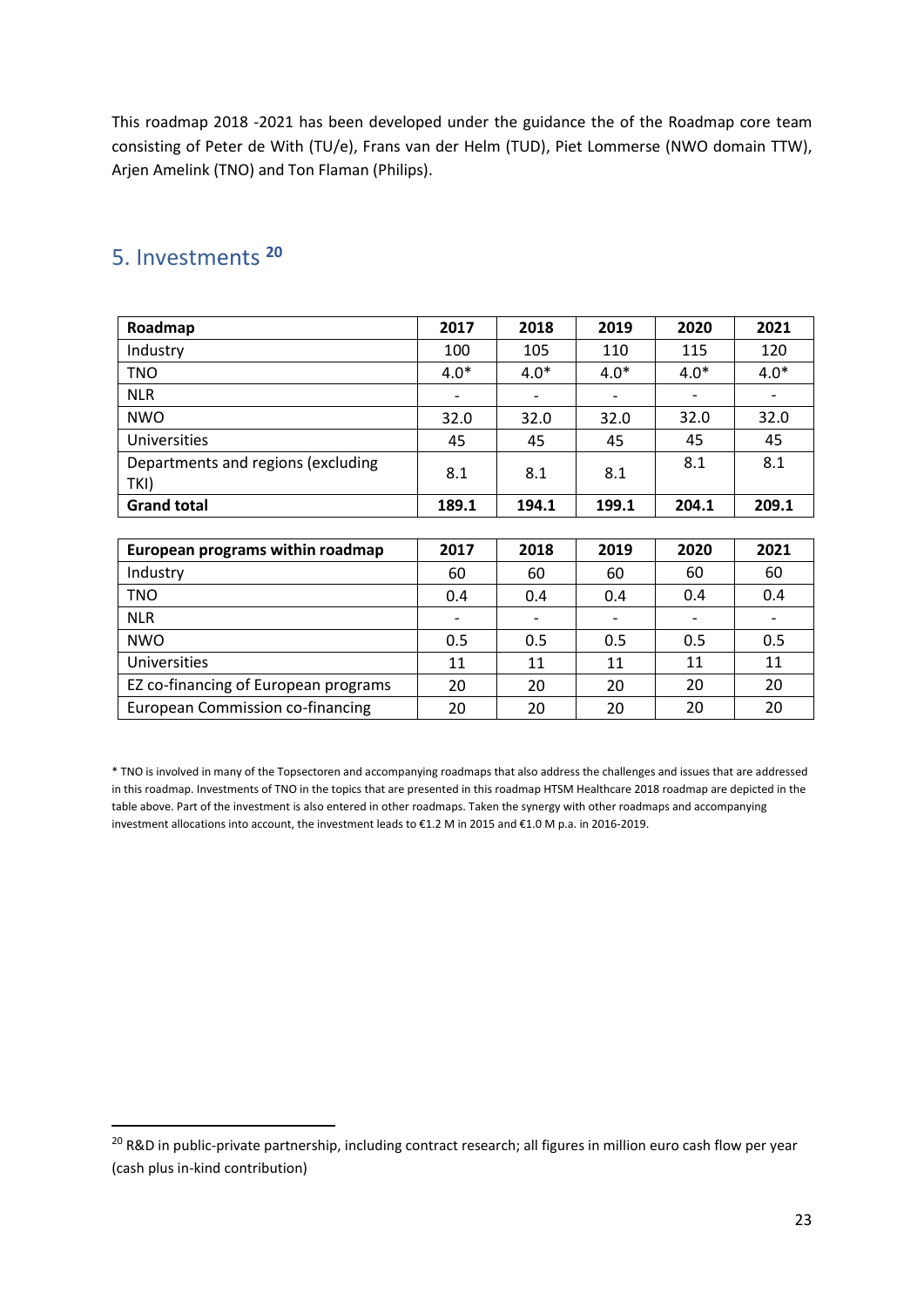This roadmap 2018 -2021 has been developed under the guidance the of the Roadmap core team consisting of Peter de With (TU/e), Frans van der Helm (TUD), Piet Lommerse (NWO domain TTW), Arjen Amelink (TNO) and Ton Flaman (Philips).

## 5. Investments [20]

| **Roadmap** | **2017** | **2018** | **2019** | **2020** | **2021** |
|---|---|---|---|---|---|
| Industry | 100 | 105 | 110 | 115 | 120 |
| TNO | 4.0* | 4.0* | 4.0* | 4.0* | 4.0* |
| NLR | - | - | - | - | - |
| NWO | 32.0 | 32.0 | 32.0 | 32.0 | 32.0 |
| Universities | 45 | 45 | 45 | 45 | 45 |
| Departments and regions (excluding TKI) | 8.1 | 8.1 | 8.1 | 8.1 | 8.1 |
| **Grand total** | **189.1** | **194.1** | **199.1** | **204.1** | **209.1** |

| **European programs within roadmap** | **2017** | **2018** | **2019** | **2020** | **2021** |
|---|---|---|---|---|---|
| Industry | 60 | 60 | 60 | 60 | 60 |
| TNO | 0.4 | 0.4 | 0.4 | 0.4 | 0.4 |
| NLR | - | - | - | - | - |
| NWO | 0.5 | 0.5 | 0.5 | 0.5 | 0.5 |
| Universities | 11 | 11 | 11 | 11 | 11 |
| EZ co-financing of European programs | 20 | 20 | 20 | 20 | 20 |
| European Commission co-financing | 20 | 20 | 20 | 20 | 20 |

* TNO is involved in many of the Topsectoren and accompanying roadmaps that also address the challenges and issues that are addressed in this roadmap. Investments of TNO in the topics that are presented in this roadmap HTSM Healthcare 2018 roadmap are depicted in the table above. Part of the investment is also entered in other roadmaps. Taken the synergy with other roadmaps and accompanying investment allocations into account, the investment leads to €1.2 M in 2015 and €1.0 M p.a. in 2016-2019.

[20] R&D in public-private partnership, including contract research; all figures in million euro cash flow per year (cash plus in-kind contribution)